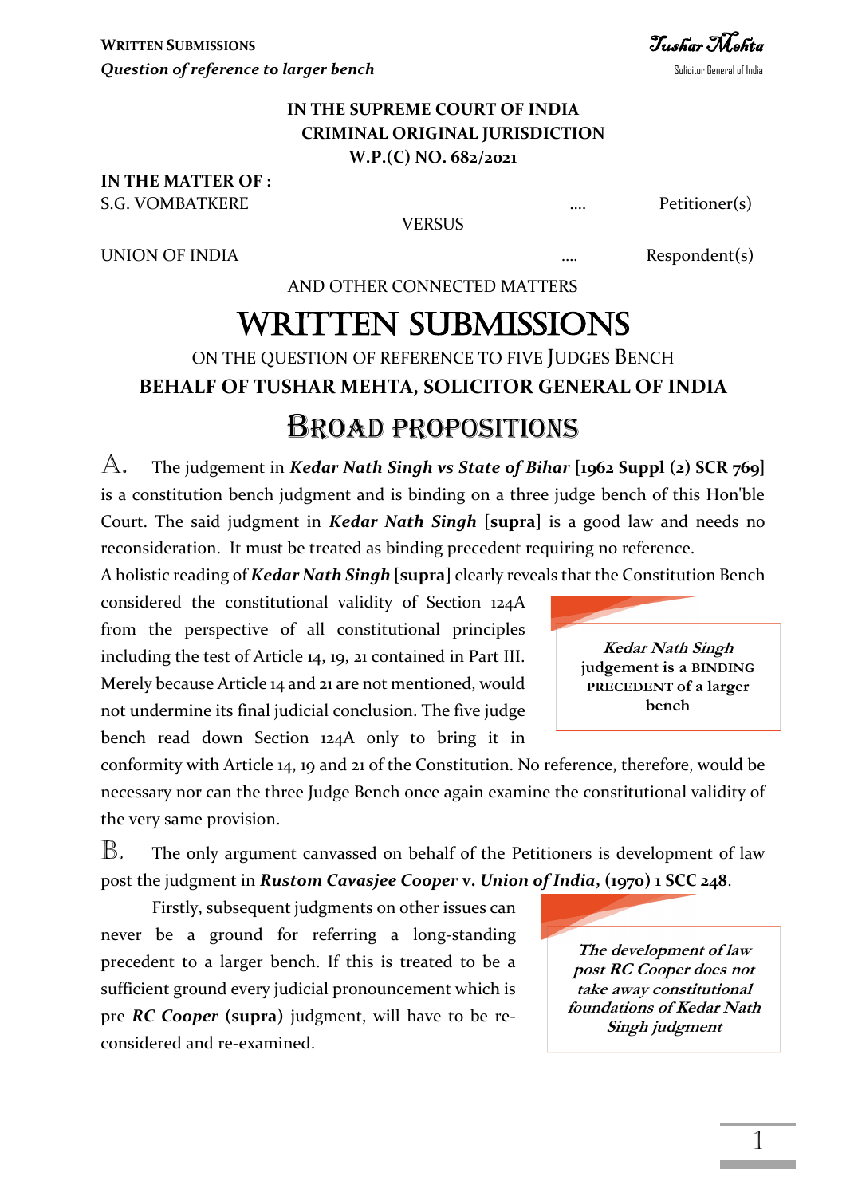**IN THE SUPREME COURT OF INDIA**
**CRIMINAL ORIGINAL JURISDICTION**
**W.P.(C) NO. 682/2021**

**IN THE MATTER OF :**

S.G. VOMBATKERE .... Petitioner(s)

VERSUS

UNION OF INDIA .... Respondent(s)

AND OTHER CONNECTED MATTERS

# WRITTEN SUBMISSIONS

ON THE QUESTION OF REFERENCE TO FIVE JUDGES BENCH

**BEHALF OF TUSHAR MEHTA, SOLICITOR GENERAL OF INDIA**

## BROAD PROPOSITIONS

A. The judgement in ***Kedar Nath Singh vs State of Bihar*** [**1962 Suppl (2) SCR 769**] is a constitution bench judgment and is binding on a three judge bench of this Hon'ble Court. The said judgment in ***Kedar Nath Singh*** [**supra**] is a good law and needs no reconsideration. It must be treated as binding precedent requiring no reference.

A holistic reading of ***Kedar Nath Singh*** [**supra**] clearly reveals that the Constitution Bench considered the constitutional validity of Section 124A from the perspective of all constitutional principles including the test of Article 14, 19, 21 contained in Part III. Merely because Article 14 and 21 are not mentioned, would not undermine its final judicial conclusion. The five judge bench read down Section 124A only to bring it in conformity with Article 14, 19 and 21 of the Constitution. No reference, therefore, would be necessary nor can the three Judge Bench once again examine the constitutional validity of the very same provision.

> ***Kedar Nath Singh*** **judgement is a BINDING PRECEDENT of a larger bench**

B. The only argument canvassed on behalf of the Petitioners is development of law post the judgment in ***Rustom Cavasjee Cooper* v. *Union of India*, (1970) 1 SCC 248**.

Firstly, subsequent judgments on other issues can never be a ground for referring a long-standing precedent to a larger bench. If this is treated to be a sufficient ground every judicial pronouncement which is pre ***RC Cooper*** **(supra)** judgment, will have to be re-considered and re-examined.

> ***The development of law post RC Cooper does not take away constitutional foundations of Kedar Nath Singh judgment***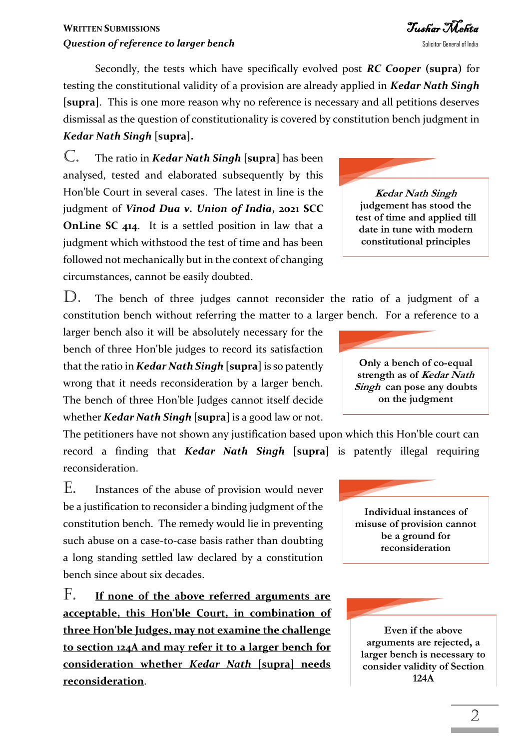Secondly, the tests which have specifically evolved post ***RC Cooper*** **(supra)** for testing the constitutional validity of a provision are already applied in ***Kedar Nath Singh*** **[supra]**. This is one more reason why no reference is necessary and all petitions deserves dismissal as the question of constitutionality is covered by constitution bench judgment in ***Kedar Nath Singh*** **[supra].**

C. The ratio in ***Kedar Nath Singh*** **[supra]** has been analysed, tested and elaborated subsequently by this Hon'ble Court in several cases. The latest in line is the judgment of ***Vinod Dua v. Union of India*****, 2021 SCC OnLine SC 414**. It is a settled position in law that a judgment which withstood the test of time and has been followed not mechanically but in the context of changing circumstances, cannot be easily doubted.

> ***Kedar Nath Singh*** **judgement has stood the test of time and applied till date in tune with modern constitutional principles**

D. The bench of three judges cannot reconsider the ratio of a judgment of a constitution bench without referring the matter to a larger bench. For a reference to a larger bench also it will be absolutely necessary for the bench of three Hon'ble judges to record its satisfaction that the ratio in ***Kedar Nath Singh*** **[supra]** is so patently wrong that it needs reconsideration by a larger bench. The bench of three Hon'ble Judges cannot itself decide whether ***Kedar Nath Singh*** **[supra]** is a good law or not. The petitioners have not shown any justification based upon which this Hon'ble court can record a finding that ***Kedar Nath Singh*** **[supra]** is patently illegal requiring reconsideration.

> **Only a bench of co-equal strength as of *Kedar Nath Singh* can pose any doubts on the judgment**

E. Instances of the abuse of provision would never be a justification to reconsider a binding judgment of the constitution bench. The remedy would lie in preventing such abuse on a case-to-case basis rather than doubting a long standing settled law declared by a constitution bench since about six decades.

> **Individual instances of misuse of provision cannot be a ground for reconsideration**

F. <u>**If none of the above referred arguments are acceptable, this Hon'ble Court, in combination of three Hon'ble Judges, may not examine the challenge to section 124A and may refer it to a larger bench for consideration whether *Kedar Nath* [supra] needs reconsideration**</u>.

> **Even if the above arguments are rejected, a larger bench is necessary to consider validity of Section 124A**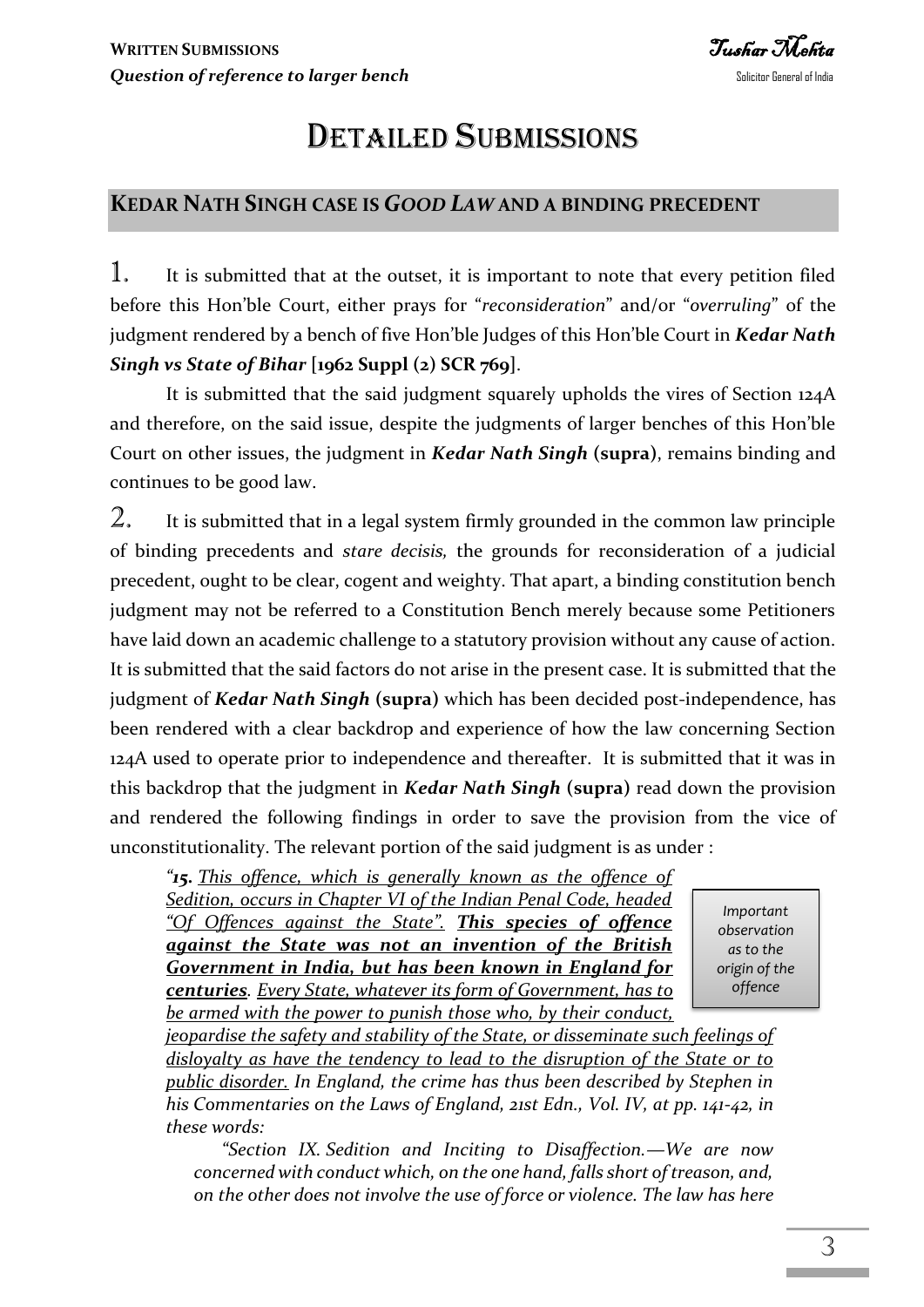# DETAILED SUBMISSIONS

## KEDAR NATH SINGH CASE IS *GOOD LAW* AND A BINDING PRECEDENT

1. It is submitted that at the outset, it is important to note that every petition filed before this Hon'ble Court, either prays for "*reconsideration*" and/or "*overruling*" of the judgment rendered by a bench of five Hon'ble Judges of this Hon'ble Court in ***Kedar Nath Singh vs State of Bihar* [1962 Suppl (2) SCR 769]**.

It is submitted that the said judgment squarely upholds the vires of Section 124A and therefore, on the said issue, despite the judgments of larger benches of this Hon'ble Court on other issues, the judgment in ***Kedar Nath Singh* (supra)**, remains binding and continues to be good law.

2. It is submitted that in a legal system firmly grounded in the common law principle of binding precedents and *stare decisis,* the grounds for reconsideration of a judicial precedent, ought to be clear, cogent and weighty. That apart, a binding constitution bench judgment may not be referred to a Constitution Bench merely because some Petitioners have laid down an academic challenge to a statutory provision without any cause of action. It is submitted that the said factors do not arise in the present case. It is submitted that the judgment of ***Kedar Nath Singh* (supra)** which has been decided post-independence, has been rendered with a clear backdrop and experience of how the law concerning Section 124A used to operate prior to independence and thereafter. It is submitted that it was in this backdrop that the judgment in ***Kedar Nath Singh* (supra)** read down the provision and rendered the following findings in order to save the provision from the vice of unconstitutionality. The relevant portion of the said judgment is as under :

> *Important observation as to the origin of the offence*

> *"**15.** This offence, which is generally known as the offence of Sedition, occurs in Chapter VI of the Indian Penal Code, headed "Of Offences against the State". **This species of offence against the State was not an invention of the British Government in India, but has been known in England for centuries**. Every State, whatever its form of Government, has to be armed with the power to punish those who, by their conduct, jeopardise the safety and stability of the State, or disseminate such feelings of disloyalty as have the tendency to lead to the disruption of the State or to public disorder. In England, the crime has thus been described by Stephen in his Commentaries on the Laws of England, 21st Edn., Vol. IV, at pp. 141-42, in these words:*
>
> *"Section IX. Sedition and Inciting to Disaffection.—We are now concerned with conduct which, on the one hand, falls short of treason, and, on the other does not involve the use of force or violence. The law has here*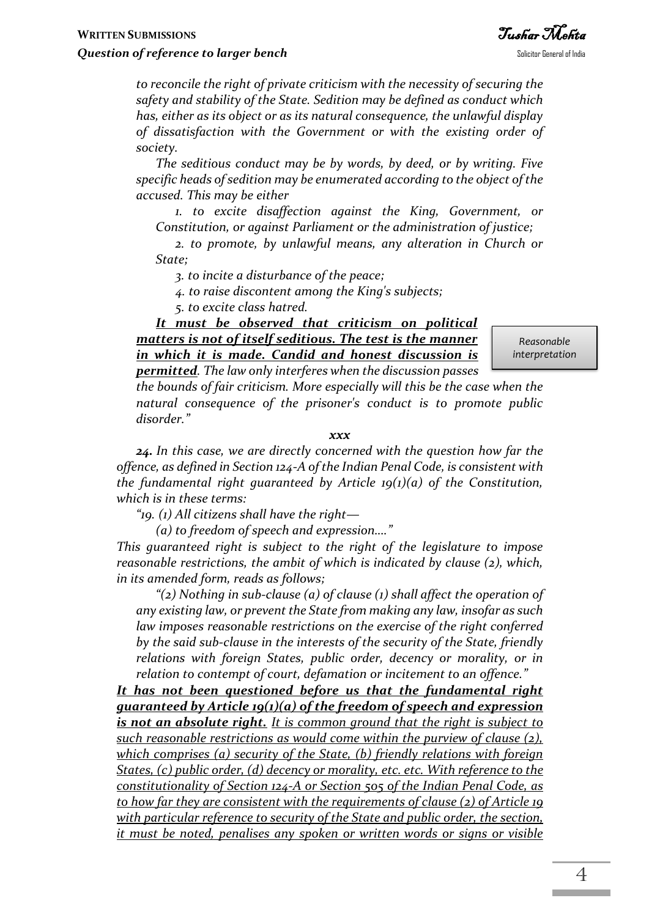*to reconcile the right of private criticism with the necessity of securing the safety and stability of the State. Sedition may be defined as conduct which has, either as its object or as its natural consequence, the unlawful display of dissatisfaction with the Government or with the existing order of society.*

*The seditious conduct may be by words, by deed, or by writing. Five specific heads of sedition may be enumerated according to the object of the accused. This may be either*

*1. to excite disaffection against the King, Government, or Constitution, or against Parliament or the administration of justice;*

*2. to promote, by unlawful means, any alteration in Church or State;*

*3. to incite a disturbance of the peace;*

*4. to raise discontent among the King's subjects;*

*5. to excite class hatred.*

***It must be observed that criticism on political matters is not of itself seditious. The test is the manner in which it is made. Candid and honest discussion is permitted**. The law only interferes when the discussion passes the bounds of fair criticism. More especially will this be the case when the natural consequence of the prisoner's conduct is to promote public disorder."*

Reasonable interpretation

***xxx***

***24.** In this case, we are directly concerned with the question how far the offence, as defined in Section 124-A of the Indian Penal Code, is consistent with the fundamental right guaranteed by Article 19(1)(a) of the Constitution, which is in these terms:*

*"19. (1) All citizens shall have the right—*

*(a) to freedom of speech and expression...."*

*This guaranteed right is subject to the right of the legislature to impose reasonable restrictions, the ambit of which is indicated by clause (2), which, in its amended form, reads as follows;*

*"(2) Nothing in sub-clause (a) of clause (1) shall affect the operation of any existing law, or prevent the State from making any law, insofar as such law imposes reasonable restrictions on the exercise of the right conferred by the said sub-clause in the interests of the security of the State, friendly relations with foreign States, public order, decency or morality, or in relation to contempt of court, defamation or incitement to an offence."*

***It has not been questioned before us that the fundamental right guaranteed by Article 19(1)(a) of the freedom of speech and expression is not an absolute right.** It is common ground that the right is subject to such reasonable restrictions as would come within the purview of clause (2), which comprises (a) security of the State, (b) friendly relations with foreign States, (c) public order, (d) decency or morality, etc. etc. With reference to the constitutionality of Section 124-A or Section 505 of the Indian Penal Code, as to how far they are consistent with the requirements of clause (2) of Article 19 with particular reference to security of the State and public order, the section, it must be noted, penalises any spoken or written words or signs or visible*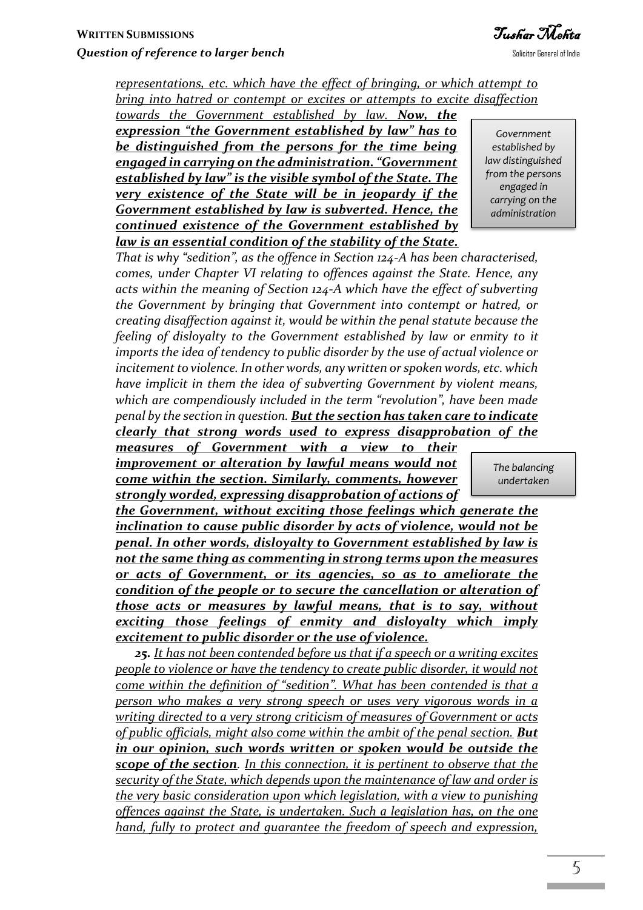*representations, etc. which have the effect of bringing, or which attempt to bring into hatred or contempt or excites or attempts to excite disaffection towards the Government established by law.* ***Now, the expression "the Government established by law" has to be distinguished from the persons for the time being engaged in carrying on the administration. "Government established by law" is the visible symbol of the State. The very existence of the State will be in jeopardy if the Government established by law is subverted. Hence, the continued existence of the Government established by law is an essential condition of the stability of the State.***

> *Government established by law distinguished from the persons engaged in carrying on the administration*

*That is why "sedition", as the offence in Section 124-A has been characterised, comes, under Chapter VI relating to offences against the State. Hence, any acts within the meaning of Section 124-A which have the effect of subverting the Government by bringing that Government into contempt or hatred, or creating disaffection against it, would be within the penal statute because the feeling of disloyalty to the Government established by law or enmity to it imports the idea of tendency to public disorder by the use of actual violence or incitement to violence. In other words, any written or spoken words, etc. which have implicit in them the idea of subverting Government by violent means, which are compendiously included in the term "revolution", have been made penal by the section in question.* ***But the section has taken care to indicate clearly that strong words used to express disapprobation of the measures of Government with a view to their improvement or alteration by lawful means would not come within the section. Similarly, comments, however strongly worded, expressing disapprobation of actions of the Government, without exciting those feelings which generate the inclination to cause public disorder by acts of violence, would not be penal. In other words, disloyalty to Government established by law is not the same thing as commenting in strong terms upon the measures or acts of Government, or its agencies, so as to ameliorate the condition of the people or to secure the cancellation or alteration of those acts or measures by lawful means, that is to say, without exciting those feelings of enmity and disloyalty which imply excitement to public disorder or the use of violence.***

> *The balancing undertaken*

***25.*** *It has not been contended before us that if a speech or a writing excites people to violence or have the tendency to create public disorder, it would not come within the definition of "sedition". What has been contended is that a person who makes a very strong speech or uses very vigorous words in a writing directed to a very strong criticism of measures of Government or acts of public officials, might also come within the ambit of the penal section.* ***But in our opinion, such words written or spoken would be outside the scope of the section****. In this connection, it is pertinent to observe that the security of the State, which depends upon the maintenance of law and order is the very basic consideration upon which legislation, with a view to punishing offences against the State, is undertaken. Such a legislation has, on the one hand, fully to protect and guarantee the freedom of speech and expression,*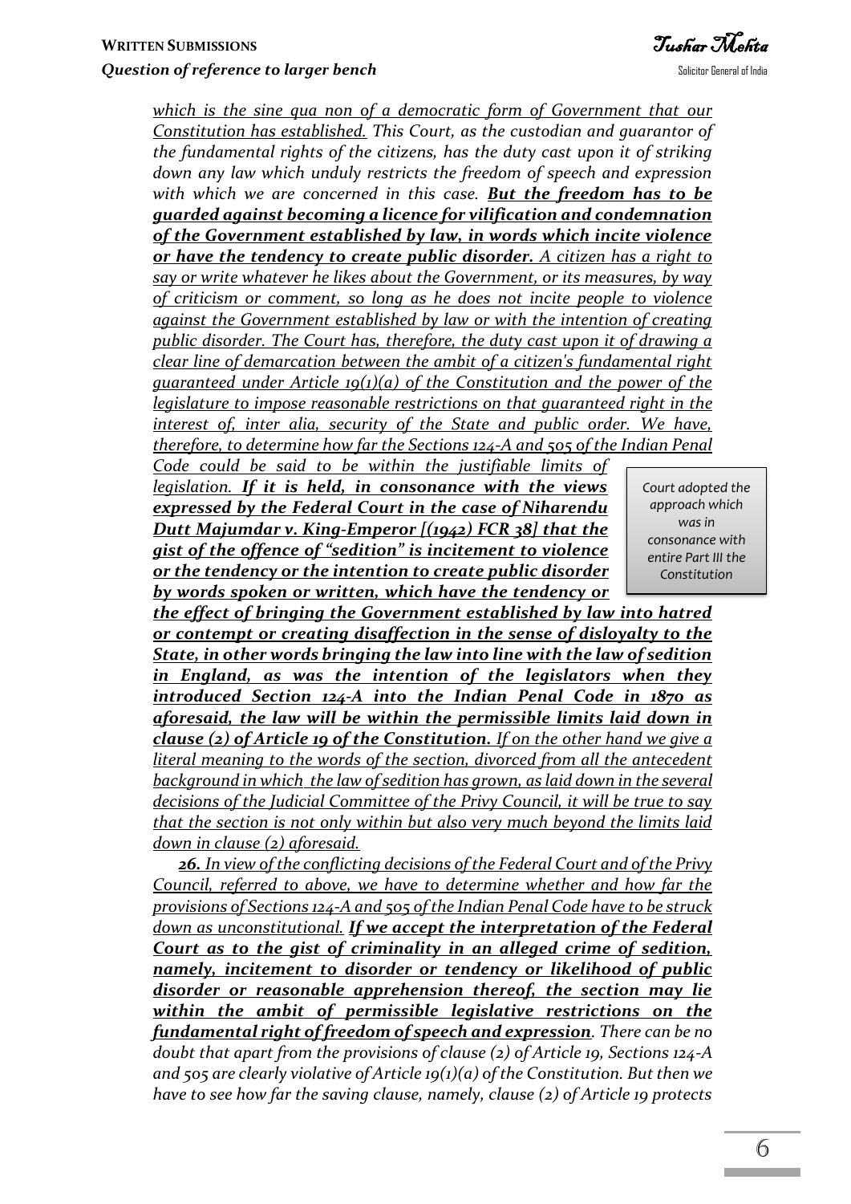*which is the sine qua non of a democratic form of Government that our Constitution has established. This Court, as the custodian and guarantor of the fundamental rights of the citizens, has the duty cast upon it of striking down any law which unduly restricts the freedom of speech and expression with which we are concerned in this case.* ***But the freedom has to be guarded against becoming a licence for vilification and condemnation of the Government established by law, in words which incite violence or have the tendency to create public disorder.*** *A citizen has a right to say or write whatever he likes about the Government, or its measures, by way of criticism or comment, so long as he does not incite people to violence against the Government established by law or with the intention of creating public disorder. The Court has, therefore, the duty cast upon it of drawing a clear line of demarcation between the ambit of a citizen's fundamental right guaranteed under Article 19(1)(a) of the Constitution and the power of the legislature to impose reasonable restrictions on that guaranteed right in the interest of, inter alia, security of the State and public order. We have, therefore, to determine how far the Sections 124-A and 505 of the Indian Penal Code could be said to be within the justifiable limits of legislation.* ***If it is held, in consonance with the views expressed by the Federal Court in the case of Niharendu Dutt Majumdar v. King-Emperor [(1942) FCR 38] that the gist of the offence of "sedition" is incitement to violence or the tendency or the intention to create public disorder by words spoken or written, which have the tendency or the effect of bringing the Government established by law into hatred or contempt or creating disaffection in the sense of disloyalty to the State, in other words bringing the law into line with the law of sedition in England, as was the intention of the legislators when they introduced Section 124-A into the Indian Penal Code in 1870 as aforesaid, the law will be within the permissible limits laid down in clause (2) of Article 19 of the Constitution.*** *If on the other hand we give a literal meaning to the words of the section, divorced from all the antecedent background in which the law of sedition has grown, as laid down in the several decisions of the Judicial Committee of the Privy Council, it will be true to say that the section is not only within but also very much beyond the limits laid down in clause (2) aforesaid.*

> Court adopted the approach which was in consonance with entire Part III the Constitution

***26.*** *In view of the conflicting decisions of the Federal Court and of the Privy Council, referred to above, we have to determine whether and how far the provisions of Sections 124-A and 505 of the Indian Penal Code have to be struck down as unconstitutional.* ***If we accept the interpretation of the Federal Court as to the gist of criminality in an alleged crime of sedition, namely, incitement to disorder or tendency or likelihood of public disorder or reasonable apprehension thereof, the section may lie within the ambit of permissible legislative restrictions on the fundamental right of freedom of speech and expression****. There can be no doubt that apart from the provisions of clause (2) of Article 19, Sections 124-A and 505 are clearly violative of Article 19(1)(a) of the Constitution. But then we have to see how far the saving clause, namely, clause (2) of Article 19 protects*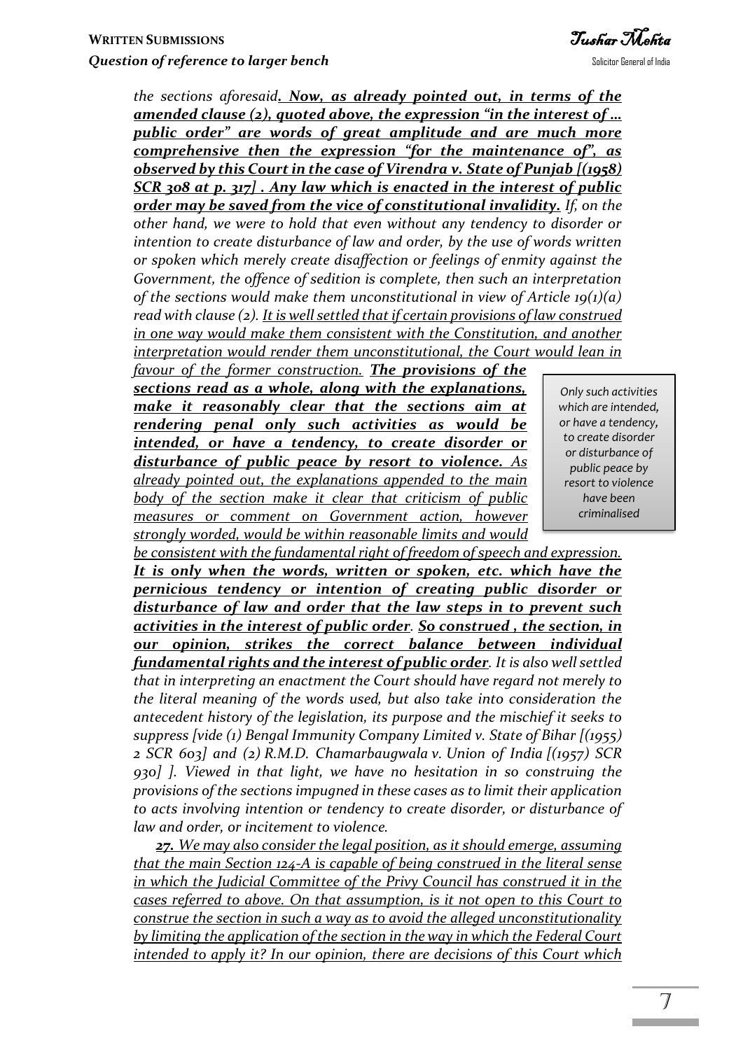*the sections aforesaid**. Now, as already pointed out, in terms of the amended clause (2), quoted above, the expression "in the interest of … public order" are words of great amplitude and are much more comprehensive then the expression "for the maintenance of", as observed by this Court in the case of Virendra v. State of Punjab [(1958) SCR 308 at p. 317] . Any law which is enacted in the interest of public order may be saved from the vice of constitutional invalidity.** If, on the other hand, we were to hold that even without any tendency to disorder or intention to create disturbance of law and order, by the use of words written or spoken which merely create disaffection or feelings of enmity against the Government, the offence of sedition is complete, then such an interpretation of the sections would make them unconstitutional in view of Article 19(1)(a) read with clause (2). It is well settled that if certain provisions of law construed in one way would make them consistent with the Constitution, and another interpretation would render them unconstitutional, the Court would lean in favour of the former construction. **The provisions of the sections read as a whole, along with the explanations, make it reasonably clear that the sections aim at rendering penal only such activities as would be intended, or have a tendency, to create disorder or disturbance of public peace by resort to violence.** As already pointed out, the explanations appended to the main body of the section make it clear that criticism of public measures or comment on Government action, however strongly worded, would be within reasonable limits and would be consistent with the fundamental right of freedom of speech and expression. **It is only when the words, written or spoken, etc. which have the pernicious tendency or intention of creating public disorder or disturbance of law and order that the law steps in to prevent such activities in the interest of public order. So construed , the section, in our opinion, strikes the correct balance between individual fundamental rights and the interest of public order**. It is also well settled that in interpreting an enactment the Court should have regard not merely to the literal meaning of the words used, but also take into consideration the antecedent history of the legislation, its purpose and the mischief it seeks to suppress [vide (1) Bengal Immunity Company Limited v. State of Bihar [(1955) 2 SCR 603] and (2) R.M.D. Chamarbaugwala v. Union of India [(1957) SCR 930] ]. Viewed in that light, we have no hesitation in so construing the provisions of the sections impugned in these cases as to limit their application to acts involving intention or tendency to create disorder, or disturbance of law and order, or incitement to violence.*

> *Only such activities which are intended, or have a tendency, to create disorder or disturbance of public peace by resort to violence have been criminalised*

***27.** We may also consider the legal position, as it should emerge, assuming that the main Section 124-A is capable of being construed in the literal sense in which the Judicial Committee of the Privy Council has construed it in the cases referred to above. On that assumption, is it not open to this Court to construe the section in such a way as to avoid the alleged unconstitutionality by limiting the application of the section in the way in which the Federal Court intended to apply it? In our opinion, there are decisions of this Court which*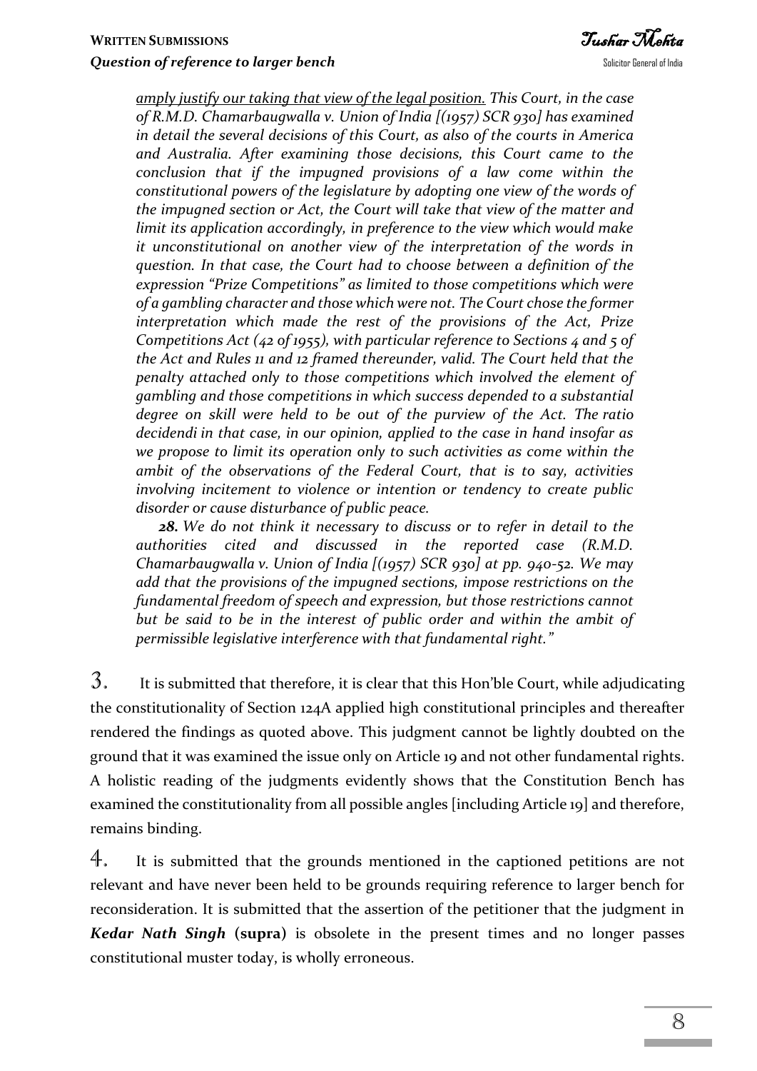*<u>amply justify our taking that view of the legal position.</u> This Court, in the case of R.M.D. Chamarbaugwalla v. Union of India [(1957) SCR 930] has examined in detail the several decisions of this Court, as also of the courts in America and Australia. After examining those decisions, this Court came to the conclusion that if the impugned provisions of a law come within the constitutional powers of the legislature by adopting one view of the words of the impugned section or Act, the Court will take that view of the matter and limit its application accordingly, in preference to the view which would make it unconstitutional on another view of the interpretation of the words in question. In that case, the Court had to choose between a definition of the expression "Prize Competitions" as limited to those competitions which were of a gambling character and those which were not. The Court chose the former interpretation which made the rest of the provisions of the Act, Prize Competitions Act (42 of 1955), with particular reference to Sections 4 and 5 of the Act and Rules 11 and 12 framed thereunder, valid. The Court held that the penalty attached only to those competitions which involved the element of gambling and those competitions in which success depended to a substantial degree on skill were held to be out of the purview of the Act. The ratio decidendi in that case, in our opinion, applied to the case in hand insofar as we propose to limit its operation only to such activities as come within the ambit of the observations of the Federal Court, that is to say, activities involving incitement to violence or intention or tendency to create public disorder or cause disturbance of public peace.*

***28.** We do not think it necessary to discuss or to refer in detail to the authorities cited and discussed in the reported case (R.M.D. Chamarbaugwalla v. Union of India [(1957) SCR 930] at pp. 940-52. We may add that the provisions of the impugned sections, impose restrictions on the fundamental freedom of speech and expression, but those restrictions cannot but be said to be in the interest of public order and within the ambit of permissible legislative interference with that fundamental right."*

3. It is submitted that therefore, it is clear that this Hon'ble Court, while adjudicating the constitutionality of Section 124A applied high constitutional principles and thereafter rendered the findings as quoted above. This judgment cannot be lightly doubted on the ground that it was examined the issue only on Article 19 and not other fundamental rights. A holistic reading of the judgments evidently shows that the Constitution Bench has examined the constitutionality from all possible angles [including Article 19] and therefore, remains binding.

4. It is submitted that the grounds mentioned in the captioned petitions are not relevant and have never been held to be grounds requiring reference to larger bench for reconsideration. It is submitted that the assertion of the petitioner that the judgment in ***Kedar Nath Singh*** **(supra)** is obsolete in the present times and no longer passes constitutional muster today, is wholly erroneous.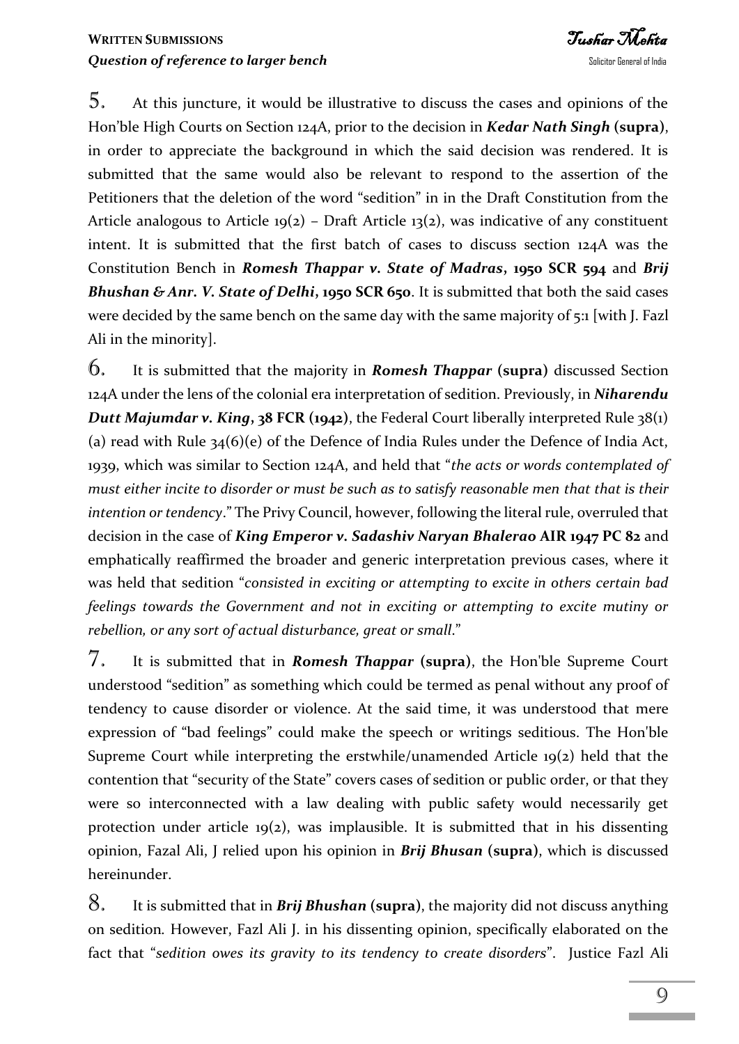5. At this juncture, it would be illustrative to discuss the cases and opinions of the Hon'ble High Courts on Section 124A, prior to the decision in ***Kedar Nath Singh* (supra)**, in order to appreciate the background in which the said decision was rendered. It is submitted that the same would also be relevant to respond to the assertion of the Petitioners that the deletion of the word "sedition" in in the Draft Constitution from the Article analogous to Article 19(2) – Draft Article 13(2), was indicative of any constituent intent. It is submitted that the first batch of cases to discuss section 124A was the Constitution Bench in ***Romesh Thappar v. State of Madras*, 1950 SCR 594** and ***Brij Bhushan & Anr. V. State of Delhi*, 1950 SCR 650**. It is submitted that both the said cases were decided by the same bench on the same day with the same majority of 5:1 [with J. Fazl Ali in the minority].

6. It is submitted that the majority in ***Romesh Thappar* (supra)** discussed Section 124A under the lens of the colonial era interpretation of sedition. Previously, in ***Niharendu Dutt Majumdar v. King*, 38 FCR (1942)**, the Federal Court liberally interpreted Rule 38(1) (a) read with Rule 34(6)(e) of the Defence of India Rules under the Defence of India Act, 1939, which was similar to Section 124A, and held that "*the acts or words contemplated of must either incite to disorder or must be such as to satisfy reasonable men that that is their intention or tendency*." The Privy Council, however, following the literal rule, overruled that decision in the case of ***King Emperor v. Sadashiv Naryan Bhalerao* AIR 1947 PC 82** and emphatically reaffirmed the broader and generic interpretation previous cases, where it was held that sedition "*consisted in exciting or attempting to excite in others certain bad feelings towards the Government and not in exciting or attempting to excite mutiny or rebellion, or any sort of actual disturbance, great or small*."

7. It is submitted that in ***Romesh Thappar* (supra)**, the Hon'ble Supreme Court understood "sedition" as something which could be termed as penal without any proof of tendency to cause disorder or violence. At the said time, it was understood that mere expression of "bad feelings" could make the speech or writings seditious. The Hon'ble Supreme Court while interpreting the erstwhile/unamended Article 19(2) held that the contention that "security of the State" covers cases of sedition or public order, or that they were so interconnected with a law dealing with public safety would necessarily get protection under article 19(2), was implausible. It is submitted that in his dissenting opinion, Fazal Ali, J relied upon his opinion in ***Brij Bhusan* (supra)**, which is discussed hereinunder.

8. It is submitted that in ***Brij Bhushan* (supra)**, the majority did not discuss anything on sedition. However, Fazl Ali J. in his dissenting opinion, specifically elaborated on the fact that "*sedition owes its gravity to its tendency to create disorders*". Justice Fazl Ali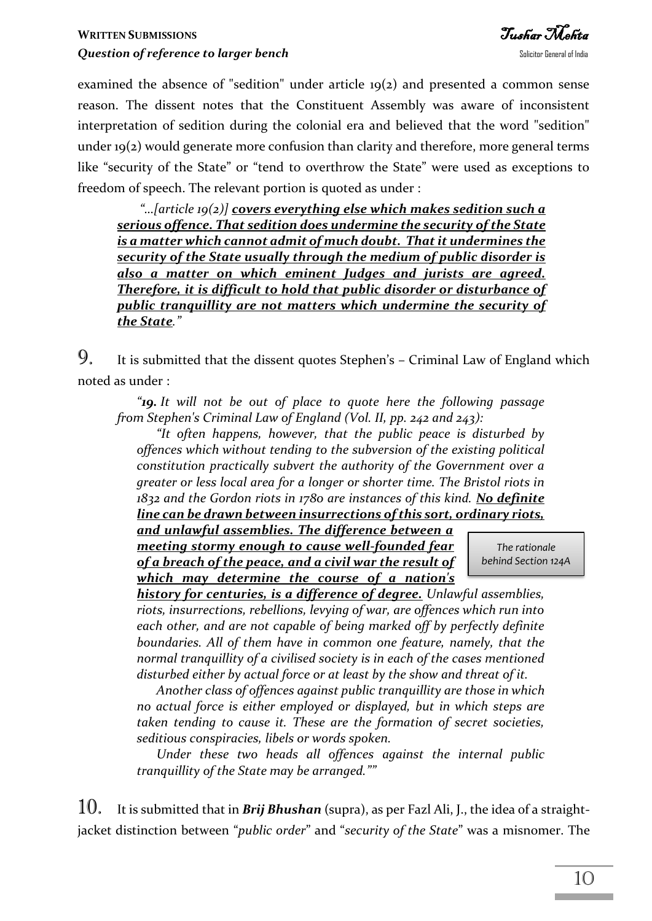examined the absence of "sedition" under article 19(2) and presented a common sense reason. The dissent notes that the Constituent Assembly was aware of inconsistent interpretation of sedition during the colonial era and believed that the word "sedition" under 19(2) would generate more confusion than clarity and therefore, more general terms like "security of the State" or "tend to overthrow the State" were used as exceptions to freedom of speech. The relevant portion is quoted as under :

> *"...[article 19(2)] __covers everything else which makes sedition such a serious offence. That sedition does undermine the security of the State is a matter which cannot admit of much doubt. That it undermines the security of the State usually through the medium of public disorder is also a matter on which eminent Judges and jurists are agreed. Therefore, it is difficult to hold that public disorder or disturbance of public tranquillity are not matters which undermine the security of the State__."*

9. It is submitted that the dissent quotes Stephen's – Criminal Law of England which noted as under :

> *"**19.** It will not be out of place to quote here the following passage from Stephen's Criminal Law of England (Vol. II, pp. 242 and 243):*
>
> *"It often happens, however, that the public peace is disturbed by offences which without tending to the subversion of the existing political constitution practically subvert the authority of the Government over a greater or less local area for a longer or shorter time. The Bristol riots in 1832 and the Gordon riots in 1780 are instances of this kind. __No definite line can be drawn between insurrections of this sort, ordinary riots, and unlawful assemblies. The difference between a meeting stormy enough to cause well-founded fear of a breach of the peace, and a civil war the result of which may determine the course of a nation's history for centuries, is a difference of degree.__ Unlawful assemblies, riots, insurrections, rebellions, levying of war, are offences which run into each other, and are not capable of being marked off by perfectly definite boundaries. All of them have in common one feature, namely, that the normal tranquillity of a civilised society is in each of the cases mentioned disturbed either by actual force or at least by the show and threat of it.*
>
> *Another class of offences against public tranquillity are those in which no actual force is either employed or displayed, but in which steps are taken tending to cause it. These are the formation of secret societies, seditious conspiracies, libels or words spoken.*
>
> *Under these two heads all offences against the internal public tranquillity of the State may be arranged.""*

*The rationale behind Section 124A*

10. It is submitted that in ***Brij Bhushan*** (supra), as per Fazl Ali, J., the idea of a straight-jacket distinction between "*public order*" and "*security of the State*" was a misnomer. The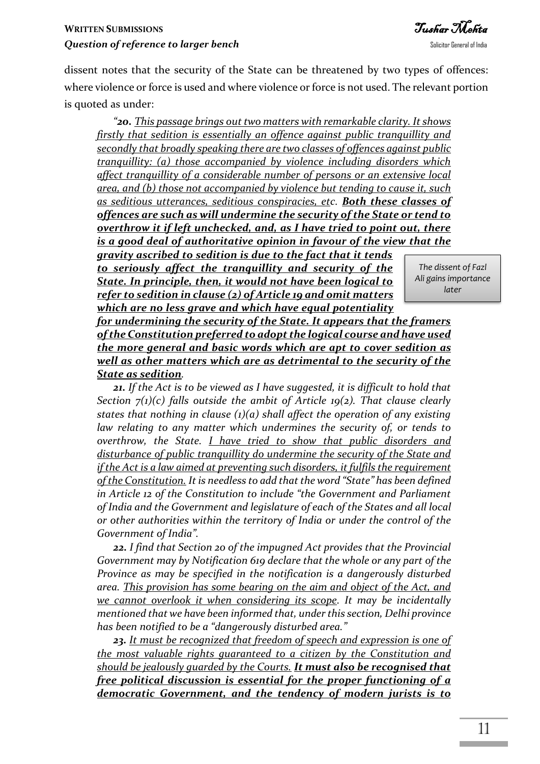dissent notes that the security of the State can be threatened by two types of offences: where violence or force is used and where violence or force is not used. The relevant portion is quoted as under:

> *"**20.** This passage brings out two matters with remarkable clarity. It shows firstly that sedition is essentially an offence against public tranquillity and secondly that broadly speaking there are two classes of offences against public tranquillity: (a) those accompanied by violence including disorders which affect tranquillity of a considerable number of persons or an extensive local area, and (b) those not accompanied by violence but tending to cause it, such as seditious utterances, seditious conspiracies, etc. **Both these classes of offences are such as will undermine the security of the State or tend to overthrow it if left unchecked, and, as I have tried to point out, there is a good deal of authoritative opinion in favour of the view that the gravity ascribed to sedition is due to the fact that it tends to seriously affect the tranquillity and security of the State. In principle, then, it would not have been logical to refer to sedition in clause (2) of Article 19 and omit matters which are no less grave and which have equal potentiality for undermining the security of the State. It appears that the framers of the Constitution preferred to adopt the logical course and have used the more general and basic words which are apt to cover sedition as well as other matters which are as detrimental to the security of the State as sedition**.*
>
> *The dissent of Fazl Ali gains importance later*
>
> ***21.** If the Act is to be viewed as I have suggested, it is difficult to hold that Section 7(1)(c) falls outside the ambit of Article 19(2). That clause clearly states that nothing in clause (1)(a) shall affect the operation of any existing law relating to any matter which undermines the security of, or tends to overthrow, the State. I have tried to show that public disorders and disturbance of public tranquillity do undermine the security of the State and if the Act is a law aimed at preventing such disorders, it fulfils the requirement of the Constitution. It is needless to add that the word "State" has been defined in Article 12 of the Constitution to include "the Government and Parliament of India and the Government and legislature of each of the States and all local or other authorities within the territory of India or under the control of the Government of India".*
>
> ***22.** I find that Section 20 of the impugned Act provides that the Provincial Government may by Notification 619 declare that the whole or any part of the Province as may be specified in the notification is a dangerously disturbed area. This provision has some bearing on the aim and object of the Act, and we cannot overlook it when considering its scope. It may be incidentally mentioned that we have been informed that, under this section, Delhi province has been notified to be a "dangerously disturbed area."*
>
> ***23.** It must be recognized that freedom of speech and expression is one of the most valuable rights guaranteed to a citizen by the Constitution and should be jealously guarded by the Courts. **It must also be recognised that free political discussion is essential for the proper functioning of a democratic Government, and the tendency of modern jurists is to***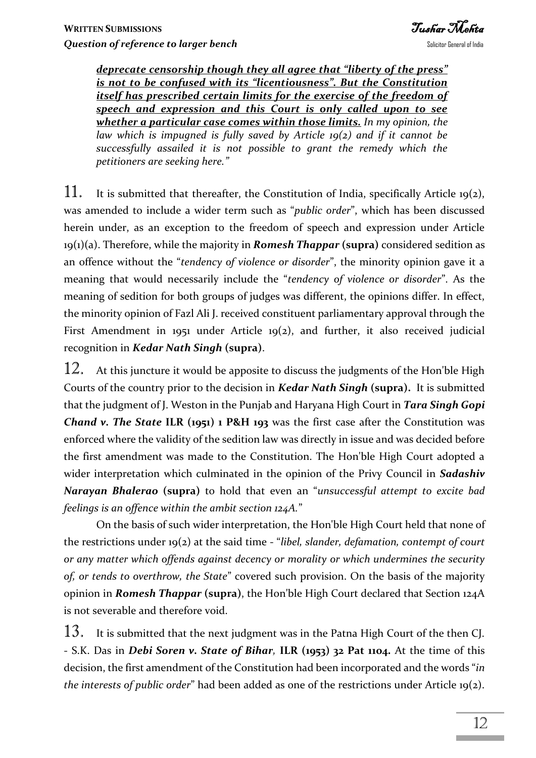***<u>deprecate censorship though they all agree that "liberty of the press" is not to be confused with its "licentiousness". But the Constitution itself has prescribed certain limits for the exercise of the freedom of speech and expression and this Court is only called upon to see whether a particular case comes within those limits.</u>*** *In my opinion, the law which is impugned is fully saved by Article 19(2) and if it cannot be successfully assailed it is not possible to grant the remedy which the petitioners are seeking here."*

11. It is submitted that thereafter, the Constitution of India, specifically Article 19(2), was amended to include a wider term such as "*public order*", which has been discussed herein under, as an exception to the freedom of speech and expression under Article 19(1)(a). Therefore, while the majority in ***Romesh Thappar*** **(supra)** considered sedition as an offence without the "*tendency of violence or disorder*", the minority opinion gave it a meaning that would necessarily include the "*tendency of violence or disorder*". As the meaning of sedition for both groups of judges was different, the opinions differ. In effect, the minority opinion of Fazl Ali J. received constituent parliamentary approval through the First Amendment in 1951 under Article 19(2), and further, it also received judicial recognition in ***Kedar Nath Singh*** **(supra)**.

12. At this juncture it would be apposite to discuss the judgments of the Hon'ble High Courts of the country prior to the decision in ***Kedar Nath Singh*** **(supra).** It is submitted that the judgment of J. Weston in the Punjab and Haryana High Court in ***Tara Singh Gopi Chand v. The State*** **ILR (1951) 1 P&H 193** was the first case after the Constitution was enforced where the validity of the sedition law was directly in issue and was decided before the first amendment was made to the Constitution. The Hon'ble High Court adopted a wider interpretation which culminated in the opinion of the Privy Council in ***Sadashiv Narayan Bhalerao*** **(supra)** to hold that even an "*unsuccessful attempt to excite bad feelings is an offence within the ambit section 124A.*"

On the basis of such wider interpretation, the Hon'ble High Court held that none of the restrictions under 19(2) at the said time - "*libel, slander, defamation, contempt of court or any matter which offends against decency or morality or which undermines the security of, or tends to overthrow, the State*" covered such provision. On the basis of the majority opinion in ***Romesh Thappar*** **(supra)**, the Hon'ble High Court declared that Section 124A is not severable and therefore void.

13. It is submitted that the next judgment was in the Patna High Court of the then CJ. - S.K. Das in ***Debi Soren v. State of Bihar,*** **ILR (1953) 32 Pat 1104.** At the time of this decision, the first amendment of the Constitution had been incorporated and the words "*in the interests of public order*" had been added as one of the restrictions under Article 19(2).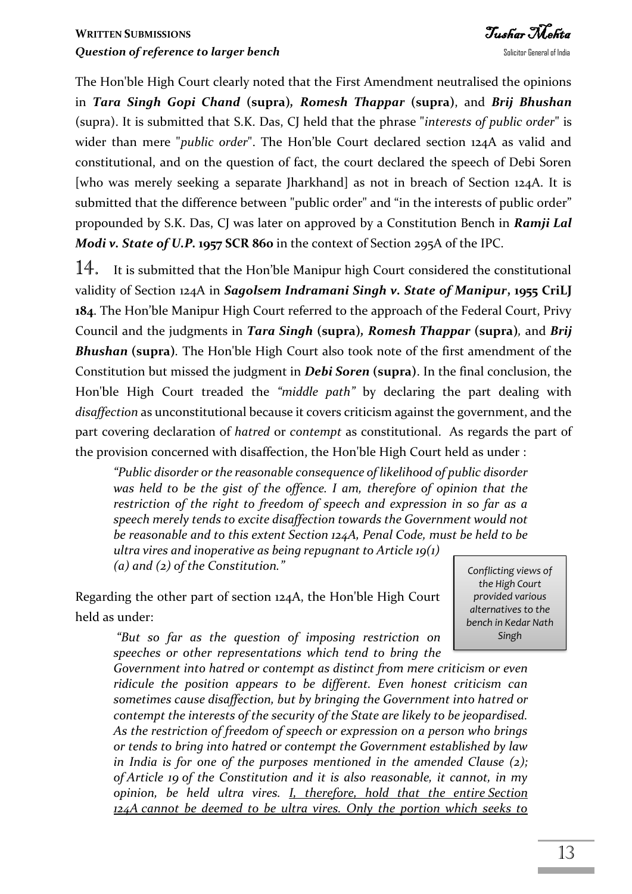The Hon'ble High Court clearly noted that the First Amendment neutralised the opinions in ***Tara Singh Gopi Chand* (supra)*,* *Romesh Thappar* (supra)**, and ***Brij Bhushan*** (supra). It is submitted that S.K. Das, CJ held that the phrase "*interests of public order*" is wider than mere "*public order*". The Hon'ble Court declared section 124A as valid and constitutional, and on the question of fact, the court declared the speech of Debi Soren [who was merely seeking a separate Jharkhand] as not in breach of Section 124A. It is submitted that the difference between "public order" and "in the interests of public order" propounded by S.K. Das, CJ was later on approved by a Constitution Bench in ***Ramji Lal Modi v. State of U.P.* 1957 SCR 860** in the context of Section 295A of the IPC.

14. It is submitted that the Hon'ble Manipur high Court considered the constitutional validity of Section 124A in ***Sagolsem Indramani Singh v. State of Manipur*, 1955 CriLJ 184**. The Hon'ble Manipur High Court referred to the approach of the Federal Court, Privy Council and the judgments in ***Tara Singh* (supra)*,* *Romesh Thappar* (supra)**, and ***Brij Bhushan* (supra)**. The Hon'ble High Court also took note of the first amendment of the Constitution but missed the judgment in ***Debi Soren* (supra)**. In the final conclusion, the Hon'ble High Court treaded the *"middle path"* by declaring the part dealing with *disaffection* as unconstitutional because it covers criticism against the government, and the part covering declaration of *hatred* or *contempt* as constitutional. As regards the part of the provision concerned with disaffection, the Hon'ble High Court held as under :

> *"Public disorder or the reasonable consequence of likelihood of public disorder was held to be the gist of the offence. I am, therefore of opinion that the restriction of the right to freedom of speech and expression in so far as a speech merely tends to excite disaffection towards the Government would not be reasonable and to this extent Section 124A, Penal Code, must be held to be ultra vires and inoperative as being repugnant to Article 19(1) (a) and (2) of the Constitution."*

*Conflicting views of the High Court provided various alternatives to the bench in Kedar Nath Singh*

Regarding the other part of section 124A, the Hon'ble High Court held as under:

> *"But so far as the question of imposing restriction on speeches or other representations which tend to bring the Government into hatred or contempt as distinct from mere criticism or even ridicule the position appears to be different. Even honest criticism can sometimes cause disaffection, but by bringing the Government into hatred or contempt the interests of the security of the State are likely to be jeopardised. As the restriction of freedom of speech or expression on a person who brings or tends to bring into hatred or contempt the Government established by law in India is for one of the purposes mentioned in the amended Clause (2); of Article 19 of the Constitution and it is also reasonable, it cannot, in my opinion, be held ultra vires. <u>I, therefore, hold that the entire Section 124A cannot be deemed to be ultra vires. Only the portion which seeks to</u>*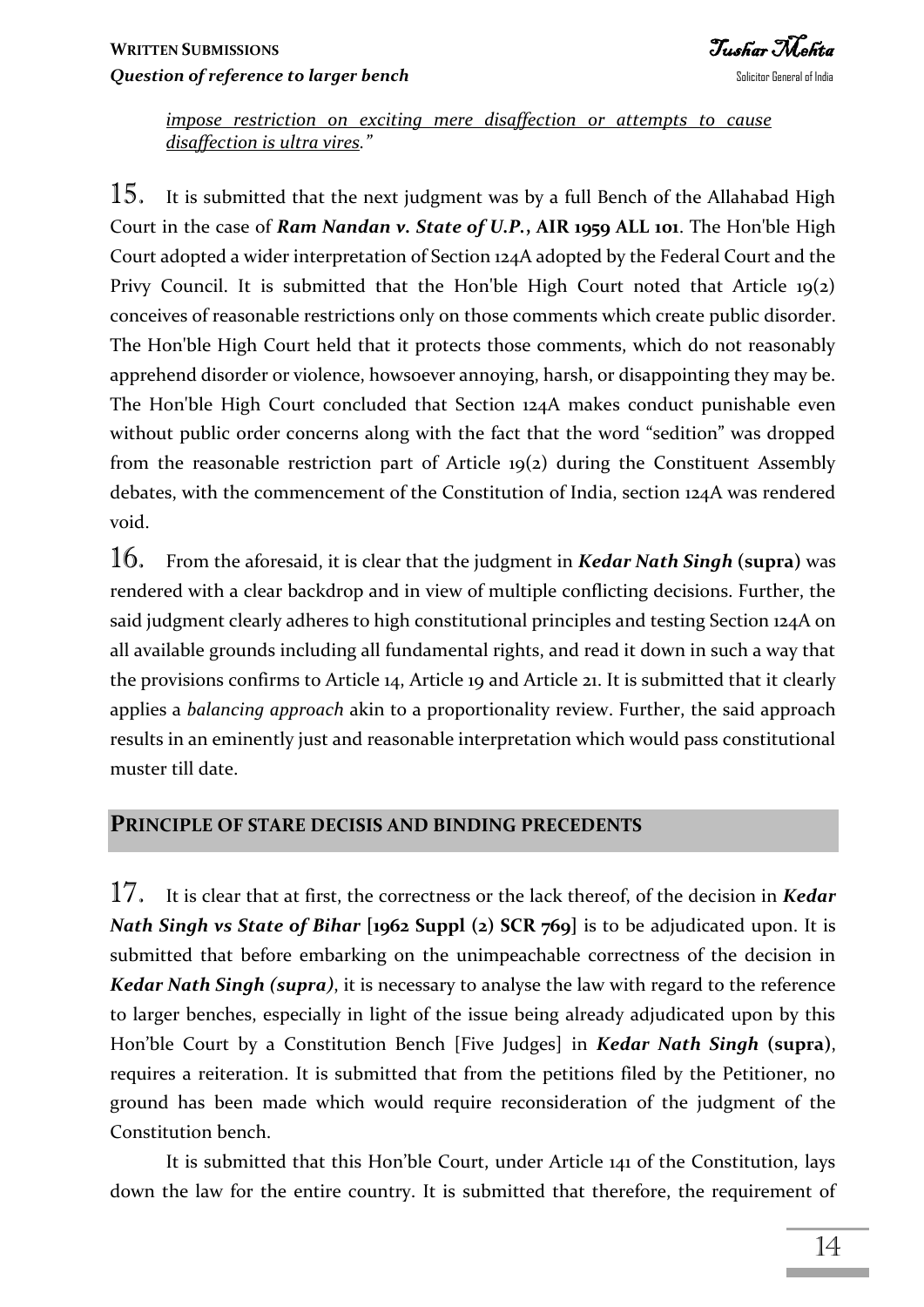*impose restriction on exciting mere disaffection or attempts to cause disaffection is ultra vires."*

15. It is submitted that the next judgment was by a full Bench of the Allahabad High Court in the case of ***Ram Nandan v. State of U.P.*, AIR 1959 ALL 101**. The Hon'ble High Court adopted a wider interpretation of Section 124A adopted by the Federal Court and the Privy Council. It is submitted that the Hon'ble High Court noted that Article 19(2) conceives of reasonable restrictions only on those comments which create public disorder. The Hon'ble High Court held that it protects those comments, which do not reasonably apprehend disorder or violence, howsoever annoying, harsh, or disappointing they may be. The Hon'ble High Court concluded that Section 124A makes conduct punishable even without public order concerns along with the fact that the word "sedition" was dropped from the reasonable restriction part of Article 19(2) during the Constituent Assembly debates, with the commencement of the Constitution of India, section 124A was rendered void.

16. From the aforesaid, it is clear that the judgment in ***Kedar Nath Singh* (supra)** was rendered with a clear backdrop and in view of multiple conflicting decisions. Further, the said judgment clearly adheres to high constitutional principles and testing Section 124A on all available grounds including all fundamental rights, and read it down in such a way that the provisions confirms to Article 14, Article 19 and Article 21. It is submitted that it clearly applies a *balancing approach* akin to a proportionality review. Further, the said approach results in an eminently just and reasonable interpretation which would pass constitutional muster till date.

## PRINCIPLE OF STARE DECISIS AND BINDING PRECEDENTS

17. It is clear that at first, the correctness or the lack thereof, of the decision in ***Kedar Nath Singh vs State of Bihar* [1962 Suppl (2) SCR 769]** is to be adjudicated upon. It is submitted that before embarking on the unimpeachable correctness of the decision in ***Kedar Nath Singh (supra)***, it is necessary to analyse the law with regard to the reference to larger benches, especially in light of the issue being already adjudicated upon by this Hon'ble Court by a Constitution Bench [Five Judges] in ***Kedar Nath Singh* (supra)**, requires a reiteration. It is submitted that from the petitions filed by the Petitioner, no ground has been made which would require reconsideration of the judgment of the Constitution bench.

It is submitted that this Hon'ble Court, under Article 141 of the Constitution, lays down the law for the entire country. It is submitted that therefore, the requirement of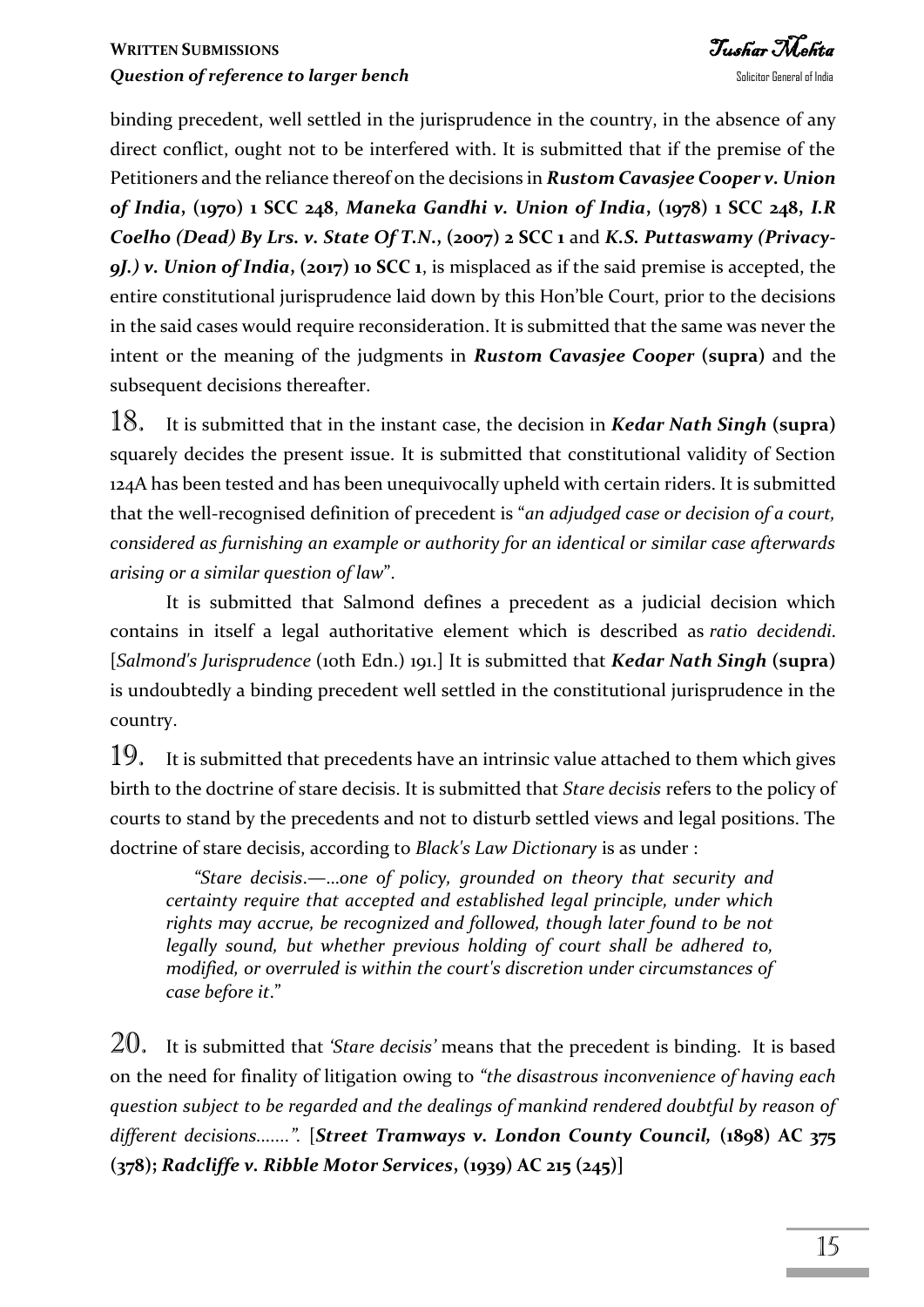binding precedent, well settled in the jurisprudence in the country, in the absence of any direct conflict, ought not to be interfered with. It is submitted that if the premise of the Petitioners and the reliance thereof on the decisions in ***Rustom Cavasjee Cooper v. Union of India*, (1970) 1 SCC 248**, ***Maneka Gandhi v. Union of India*, (1978) 1 SCC 248**, ***I.R Coelho (Dead) By Lrs. v. State Of T.N.*, (2007) 2 SCC 1** and ***K.S. Puttaswamy (Privacy-9J.) v. Union of India*, (2017) 10 SCC 1**, is misplaced as if the said premise is accepted, the entire constitutional jurisprudence laid down by this Hon'ble Court, prior to the decisions in the said cases would require reconsideration. It is submitted that the same was never the intent or the meaning of the judgments in ***Rustom Cavasjee Cooper* (supra)** and the subsequent decisions thereafter.

18. It is submitted that in the instant case, the decision in ***Kedar Nath Singh* (supra)** squarely decides the present issue. It is submitted that constitutional validity of Section 124A has been tested and has been unequivocally upheld with certain riders. It is submitted that the well-recognised definition of precedent is "*an adjudged case or decision of a court, considered as furnishing an example or authority for an identical or similar case afterwards arising or a similar question of law*".

It is submitted that Salmond defines a precedent as a judicial decision which contains in itself a legal authoritative element which is described as *ratio decidendi*. [*Salmond's Jurisprudence* (10th Edn.) 191.] It is submitted that ***Kedar Nath Singh* (supra)** is undoubtedly a binding precedent well settled in the constitutional jurisprudence in the country.

19. It is submitted that precedents have an intrinsic value attached to them which gives birth to the doctrine of stare decisis. It is submitted that *Stare decisis* refers to the policy of courts to stand by the precedents and not to disturb settled views and legal positions. The doctrine of stare decisis, according to *Black's Law Dictionary* is as under :

> *"Stare decisis.—...one of policy, grounded on theory that security and certainty require that accepted and established legal principle, under which rights may accrue, be recognized and followed, though later found to be not legally sound, but whether previous holding of court shall be adhered to, modified, or overruled is within the court's discretion under circumstances of case before it*."

20. It is submitted that *'Stare decisis'* means that the precedent is binding. It is based on the need for finality of litigation owing to *"the disastrous inconvenience of having each question subject to be regarded and the dealings of mankind rendered doubtful by reason of different decisions.......".* [***Street Tramways v. London County Council,* (1898) AC 375 (378); *Radcliffe v. Ribble Motor Services*, (1939) AC 215 (245)**]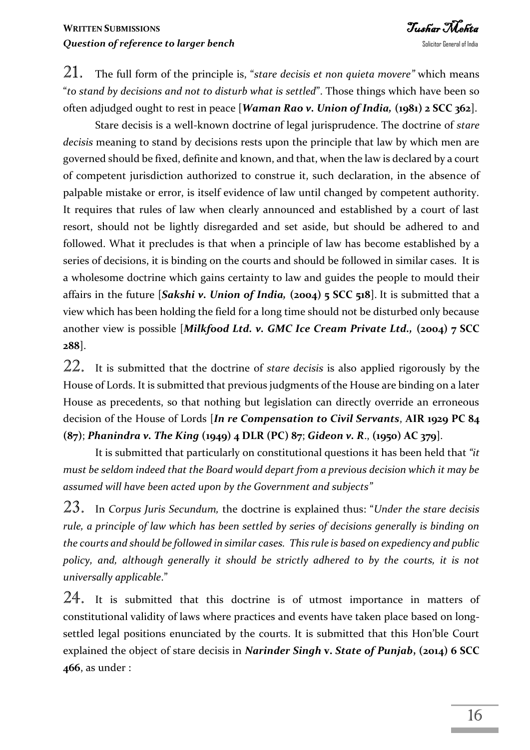21. The full form of the principle is, "*stare decisis et non quieta movere"* which means "*to stand by decisions and not to disturb what is settled*". Those things which have been so often adjudged ought to rest in peace [***Waman Rao v. Union of India,* (1981) 2 SCC 362**].

Stare decisis is a well-known doctrine of legal jurisprudence. The doctrine of *stare decisis* meaning to stand by decisions rests upon the principle that law by which men are governed should be fixed, definite and known, and that, when the law is declared by a court of competent jurisdiction authorized to construe it, such declaration, in the absence of palpable mistake or error, is itself evidence of law until changed by competent authority. It requires that rules of law when clearly announced and established by a court of last resort, should not be lightly disregarded and set aside, but should be adhered to and followed. What it precludes is that when a principle of law has become established by a series of decisions, it is binding on the courts and should be followed in similar cases. It is a wholesome doctrine which gains certainty to law and guides the people to mould their affairs in the future [***Sakshi v. Union of India,* (2004) 5 SCC 518**]. It is submitted that a view which has been holding the field for a long time should not be disturbed only because another view is possible [***Milkfood Ltd. v. GMC Ice Cream Private Ltd.,* (2004) 7 SCC 288**].

22. It is submitted that the doctrine of *stare decisis* is also applied rigorously by the House of Lords. It is submitted that previous judgments of the House are binding on a later House as precedents, so that nothing but legislation can directly override an erroneous decision of the House of Lords [***In re Compensation to Civil Servants*, AIR 1929 PC 84 (87)**; ***Phanindra v. The King* (1949) 4 DLR (PC) 87**; ***Gideon v. R*., (1950) AC 379**].

It is submitted that particularly on constitutional questions it has been held that *"it must be seldom indeed that the Board would depart from a previous decision which it may be assumed will have been acted upon by the Government and subjects"*

23. In *Corpus Juris Secundum,* the doctrine is explained thus: "*Under the stare decisis rule, a principle of law which has been settled by series of decisions generally is binding on the courts and should be followed in similar cases. This rule is based on expediency and public policy, and, although generally it should be strictly adhered to by the courts, it is not universally applicable*."

24. It is submitted that this doctrine is of utmost importance in matters of constitutional validity of laws where practices and events have taken place based on long-settled legal positions enunciated by the courts. It is submitted that this Hon'ble Court explained the object of stare decisis in ***Narinder Singh* v. *State of Punjab*, (2014) 6 SCC 466**, as under :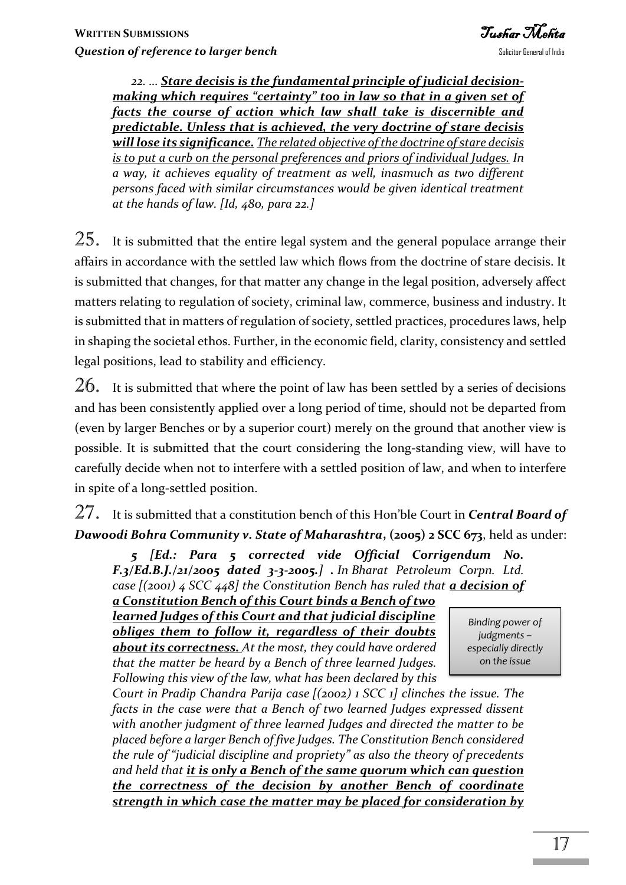> *22. ... **<u>Stare decisis is the fundamental principle of judicial decision-making which requires "certainty" too in law so that in a given set of facts the course of action which law shall take is discernible and predictable. Unless that is achieved, the very doctrine of stare decisis will lose its significance.</u>** <u>The related objective of the doctrine of stare decisis is to put a curb on the personal preferences and priors of individual Judges.</u> In a way, it achieves equality of treatment as well, inasmuch as two different persons faced with similar circumstances would be given identical treatment at the hands of law. [Id, 480, para 22.]*

25. It is submitted that the entire legal system and the general populace arrange their affairs in accordance with the settled law which flows from the doctrine of stare decisis. It is submitted that changes, for that matter any change in the legal position, adversely affect matters relating to regulation of society, criminal law, commerce, business and industry. It is submitted that in matters of regulation of society, settled practices, procedures laws, help in shaping the societal ethos. Further, in the economic field, clarity, consistency and settled legal positions, lead to stability and efficiency.

26. It is submitted that where the point of law has been settled by a series of decisions and has been consistently applied over a long period of time, should not be departed from (even by larger Benches or by a superior court) merely on the ground that another view is possible. It is submitted that the court considering the long-standing view, will have to carefully decide when not to interfere with a settled position of law, and when to interfere in spite of a long-settled position.

27. It is submitted that a constitution bench of this Hon'ble Court in ***Central Board of Dawoodi Bohra Community v. State of Maharashtra***, **(2005) 2 SCC 673**, held as under:

> *Binding power of judgments – especially directly on the issue*

> ***5 [Ed.: Para 5 corrected vide Official Corrigendum No. F.3/Ed.B.J./21/2005 dated 3-3-2005.]*** *. In Bharat Petroleum Corpn. Ltd. case [(2001) 4 SCC 448] the Constitution Bench has ruled that **<u>a decision of a Constitution Bench of this Court binds a Bench of two learned Judges of this Court and that judicial discipline obliges them to follow it, regardless of their doubts about its correctness.</u>** At the most, they could have ordered that the matter be heard by a Bench of three learned Judges. Following this view of the law, what has been declared by this Court in Pradip Chandra Parija case [(2002) 1 SCC 1] clinches the issue. The facts in the case were that a Bench of two learned Judges expressed dissent with another judgment of three learned Judges and directed the matter to be placed before a larger Bench of five Judges. The Constitution Bench considered the rule of "judicial discipline and propriety" as also the theory of precedents and held that **<u>it is only a Bench of the same quorum which can question the correctness of the decision by another Bench of coordinate strength in which case the matter may be placed for consideration by</u>***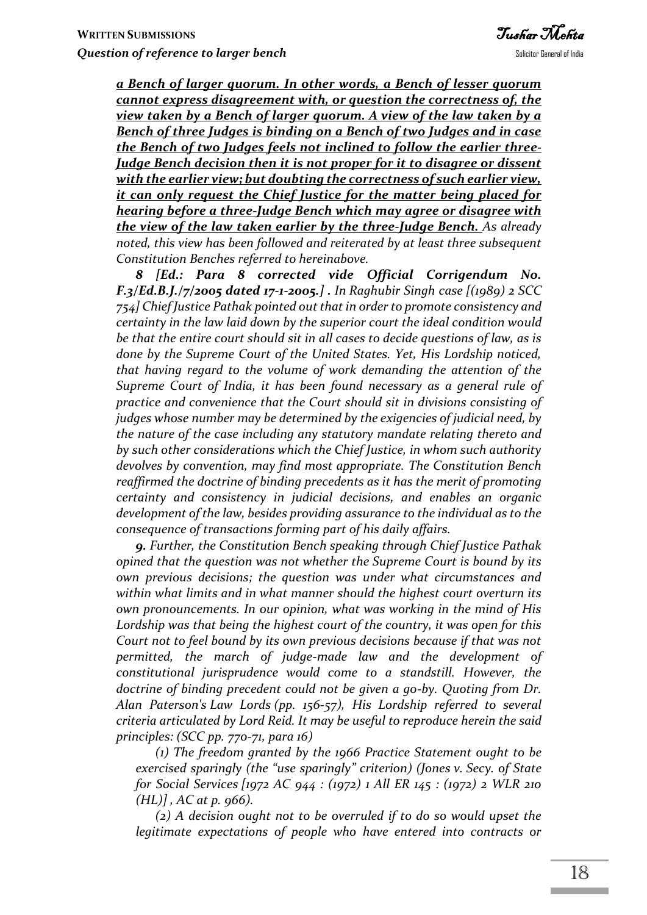***a Bench of larger quorum. In other words, a Bench of lesser quorum cannot express disagreement with, or question the correctness of, the view taken by a Bench of larger quorum. A view of the law taken by a Bench of three Judges is binding on a Bench of two Judges and in case the Bench of two Judges feels not inclined to follow the earlier three-Judge Bench decision then it is not proper for it to disagree or dissent with the earlier view; but doubting the correctness of such earlier view, it can only request the Chief Justice for the matter being placed for hearing before a three-Judge Bench which may agree or disagree with the view of the law taken earlier by the three-Judge Bench.*** *As already noted, this view has been followed and reiterated by at least three subsequent Constitution Benches referred to hereinabove.*

*8 **[Ed.: Para 8 corrected vide Official Corrigendum No. F.3/Ed.B.J./7/2005 dated 17-1-2005.]** . In Raghubir Singh case [(1989) 2 SCC 754] Chief Justice Pathak pointed out that in order to promote consistency and certainty in the law laid down by the superior court the ideal condition would be that the entire court should sit in all cases to decide questions of law, as is done by the Supreme Court of the United States. Yet, His Lordship noticed, that having regard to the volume of work demanding the attention of the Supreme Court of India, it has been found necessary as a general rule of practice and convenience that the Court should sit in divisions consisting of judges whose number may be determined by the exigencies of judicial need, by the nature of the case including any statutory mandate relating thereto and by such other considerations which the Chief Justice, in whom such authority devolves by convention, may find most appropriate. The Constitution Bench reaffirmed the doctrine of binding precedents as it has the merit of promoting certainty and consistency in judicial decisions, and enables an organic development of the law, besides providing assurance to the individual as to the consequence of transactions forming part of his daily affairs.*

***9.** Further, the Constitution Bench speaking through Chief Justice Pathak opined that the question was not whether the Supreme Court is bound by its own previous decisions; the question was under what circumstances and within what limits and in what manner should the highest court overturn its own pronouncements. In our opinion, what was working in the mind of His Lordship was that being the highest court of the country, it was open for this Court not to feel bound by its own previous decisions because if that was not permitted, the march of judge-made law and the development of constitutional jurisprudence would come to a standstill. However, the doctrine of binding precedent could not be given a go-by. Quoting from Dr. Alan Paterson's Law Lords (pp. 156-57), His Lordship referred to several criteria articulated by Lord Reid. It may be useful to reproduce herein the said principles: (SCC pp. 770-71, para 16)*

*(1) The freedom granted by the 1966 Practice Statement ought to be exercised sparingly (the "use sparingly" criterion) (Jones v. Secy. of State for Social Services [1972 AC 944 : (1972) 1 All ER 145 : (1972) 2 WLR 210 (HL)] , AC at p. 966).*

*(2) A decision ought not to be overruled if to do so would upset the legitimate expectations of people who have entered into contracts or*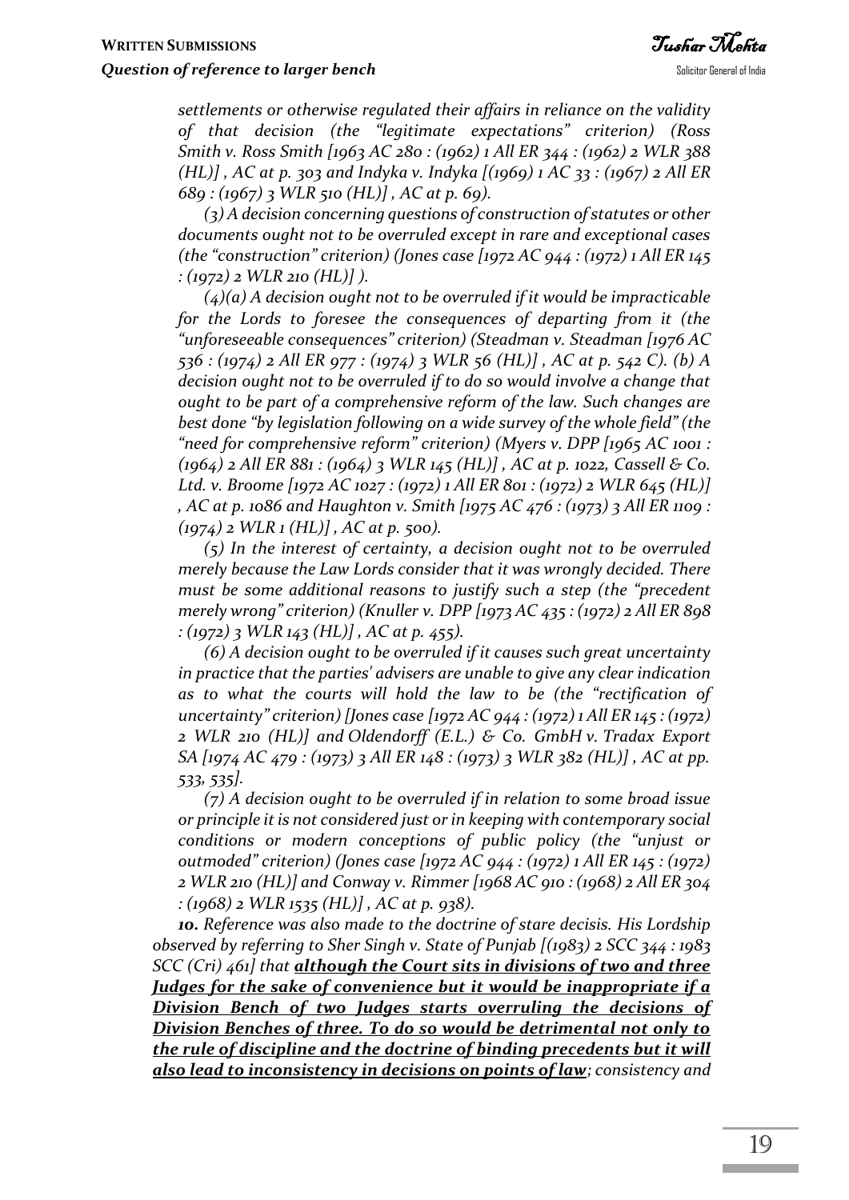*settlements or otherwise regulated their affairs in reliance on the validity of that decision (the "legitimate expectations" criterion) (Ross Smith v. Ross Smith [1963 AC 280 : (1962) 1 All ER 344 : (1962) 2 WLR 388 (HL)] , AC at p. 303 and Indyka v. Indyka [(1969) 1 AC 33 : (1967) 2 All ER 689 : (1967) 3 WLR 510 (HL)] , AC at p. 69).*

*(3) A decision concerning questions of construction of statutes or other documents ought not to be overruled except in rare and exceptional cases (the "construction" criterion) (Jones case [1972 AC 944 : (1972) 1 All ER 145 : (1972) 2 WLR 210 (HL)] ).*

*(4)(a) A decision ought not to be overruled if it would be impracticable for the Lords to foresee the consequences of departing from it (the "unforeseeable consequences" criterion) (Steadman v. Steadman [1976 AC 536 : (1974) 2 All ER 977 : (1974) 3 WLR 56 (HL)] , AC at p. 542 C). (b) A decision ought not to be overruled if to do so would involve a change that ought to be part of a comprehensive reform of the law. Such changes are best done "by legislation following on a wide survey of the whole field" (the "need for comprehensive reform" criterion) (Myers v. DPP [1965 AC 1001 : (1964) 2 All ER 881 : (1964) 3 WLR 145 (HL)] , AC at p. 1022, Cassell & Co. Ltd. v. Broome [1972 AC 1027 : (1972) 1 All ER 801 : (1972) 2 WLR 645 (HL)] , AC at p. 1086 and Haughton v. Smith [1975 AC 476 : (1973) 3 All ER 1109 : (1974) 2 WLR 1 (HL)] , AC at p. 500).*

*(5) In the interest of certainty, a decision ought not to be overruled merely because the Law Lords consider that it was wrongly decided. There must be some additional reasons to justify such a step (the "precedent merely wrong" criterion) (Knuller v. DPP [1973 AC 435 : (1972) 2 All ER 898 : (1972) 3 WLR 143 (HL)] , AC at p. 455).*

*(6) A decision ought to be overruled if it causes such great uncertainty in practice that the parties' advisers are unable to give any clear indication as to what the courts will hold the law to be (the "rectification of uncertainty" criterion) [Jones case [1972 AC 944 : (1972) 1 All ER 145 : (1972) 2 WLR 210 (HL)] and Oldendorff (E.L.) & Co. GmbH v. Tradax Export SA [1974 AC 479 : (1973) 3 All ER 148 : (1973) 3 WLR 382 (HL)] , AC at pp. 533, 535].*

*(7) A decision ought to be overruled if in relation to some broad issue or principle it is not considered just or in keeping with contemporary social conditions or modern conceptions of public policy (the "unjust or outmoded" criterion) (Jones case [1972 AC 944 : (1972) 1 All ER 145 : (1972) 2 WLR 210 (HL)] and Conway v. Rimmer [1968 AC 910 : (1968) 2 All ER 304 : (1968) 2 WLR 1535 (HL)] , AC at p. 938).*

***10.** Reference was also made to the doctrine of stare decisis. His Lordship observed by referring to Sher Singh v. State of Punjab [(1983) 2 SCC 344 : 1983 SCC (Cri) 461] that **<u>although the Court sits in divisions of two and three Judges for the sake of convenience but it would be inappropriate if a Division Bench of two Judges starts overruling the decisions of Division Benches of three. To do so would be detrimental not only to the rule of discipline and the doctrine of binding precedents but it will also lead to inconsistency in decisions on points of law</u>**; consistency and*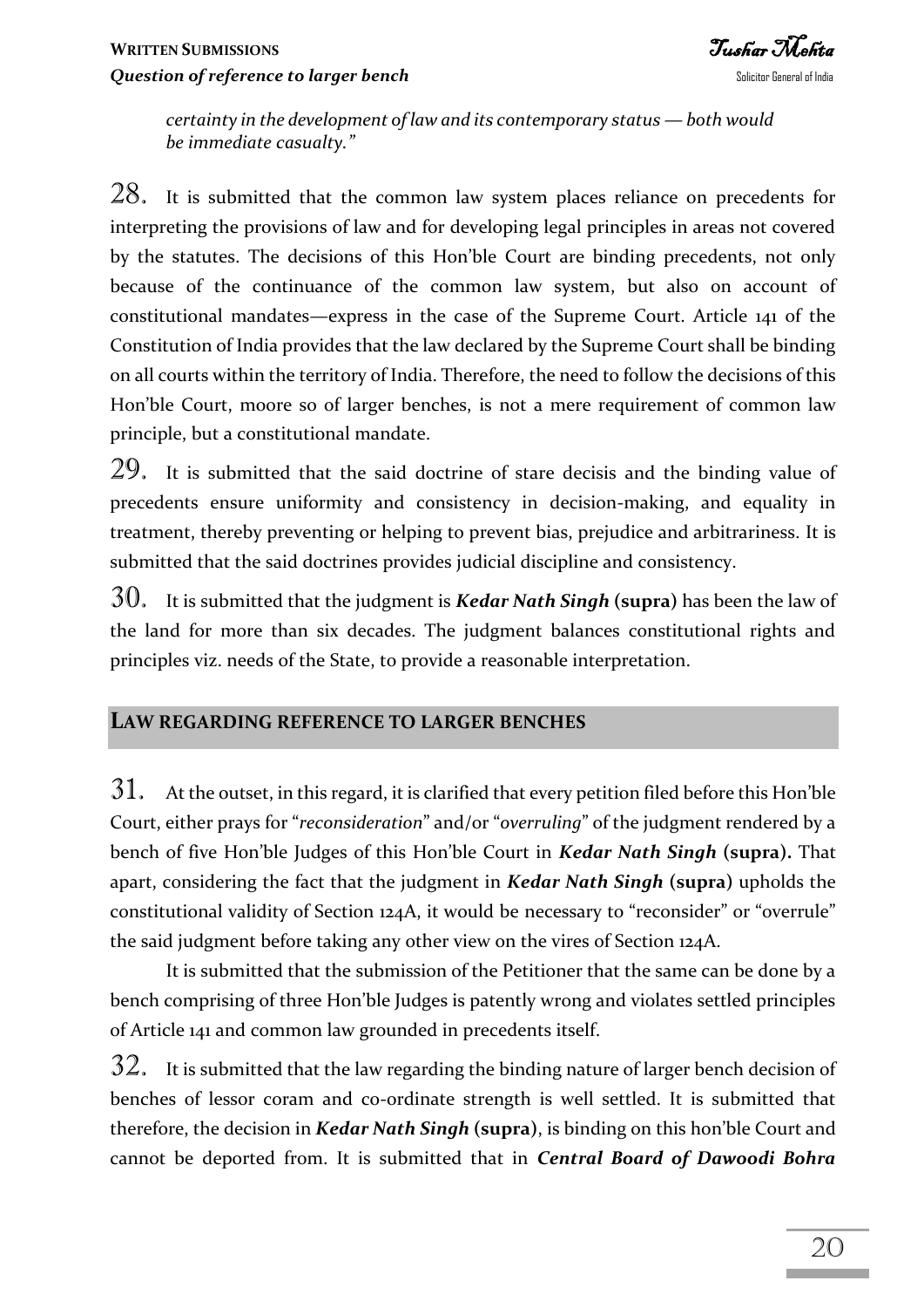*certainty in the development of law and its contemporary status — both would be immediate casualty."*

28. It is submitted that the common law system places reliance on precedents for interpreting the provisions of law and for developing legal principles in areas not covered by the statutes. The decisions of this Hon'ble Court are binding precedents, not only because of the continuance of the common law system, but also on account of constitutional mandates—express in the case of the Supreme Court. Article 141 of the Constitution of India provides that the law declared by the Supreme Court shall be binding on all courts within the territory of India. Therefore, the need to follow the decisions of this Hon'ble Court, moore so of larger benches, is not a mere requirement of common law principle, but a constitutional mandate.

29. It is submitted that the said doctrine of stare decisis and the binding value of precedents ensure uniformity and consistency in decision-making, and equality in treatment, thereby preventing or helping to prevent bias, prejudice and arbitrariness. It is submitted that the said doctrines provides judicial discipline and consistency.

30. It is submitted that the judgment is ***Kedar Nath Singh* (supra)** has been the law of the land for more than six decades. The judgment balances constitutional rights and principles viz. needs of the State, to provide a reasonable interpretation.

## LAW REGARDING REFERENCE TO LARGER BENCHES

31. At the outset, in this regard, it is clarified that every petition filed before this Hon'ble Court, either prays for "*reconsideration*" and/or "*overruling*" of the judgment rendered by a bench of five Hon'ble Judges of this Hon'ble Court in ***Kedar Nath Singh* (supra).** That apart, considering the fact that the judgment in ***Kedar Nath Singh* (supra)** upholds the constitutional validity of Section 124A, it would be necessary to "reconsider" or "overrule" the said judgment before taking any other view on the vires of Section 124A.

It is submitted that the submission of the Petitioner that the same can be done by a bench comprising of three Hon'ble Judges is patently wrong and violates settled principles of Article 141 and common law grounded in precedents itself.

32. It is submitted that the law regarding the binding nature of larger bench decision of benches of lessor coram and co-ordinate strength is well settled. It is submitted that therefore, the decision in ***Kedar Nath Singh* (supra)**, is binding on this hon'ble Court and cannot be deported from. It is submitted that in ***Central Board of Dawoodi Bohra***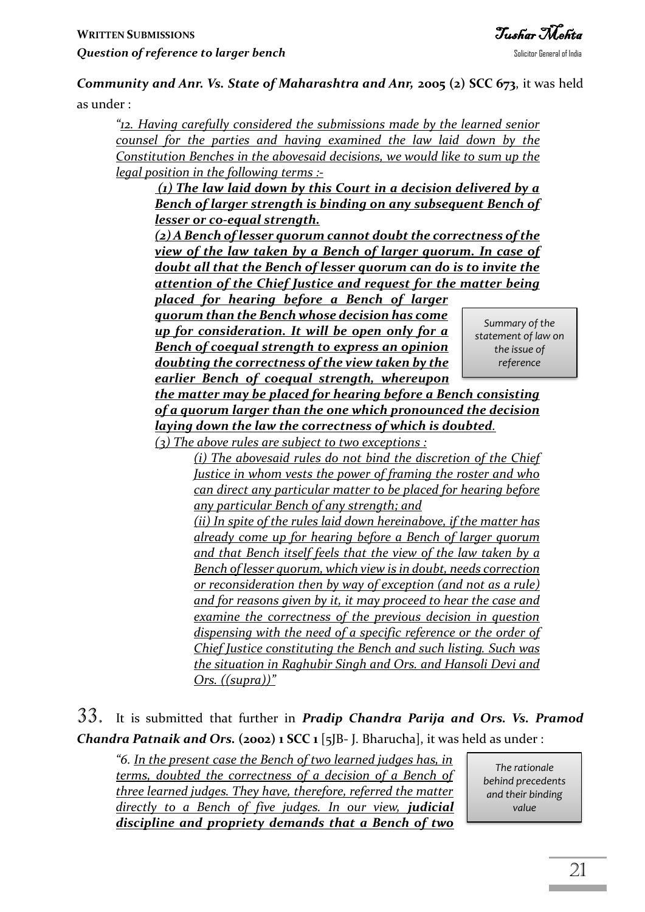***Community and Anr. Vs. State of Maharashtra and Anr,* 2005 (2) SCC 673**, it was held as under :

> *"12. Having carefully considered the submissions made by the learned senior counsel for the parties and having examined the law laid down by the Constitution Benches in the abovesaid decisions, we would like to sum up the legal position in the following terms :-*
>
> ***(1) The law laid down by this Court in a decision delivered by a Bench of larger strength is binding on any subsequent Bench of lesser or co-equal strength.***
>
> ***(2) A Bench of lesser quorum cannot doubt the correctness of the view of the law taken by a Bench of larger quorum. In case of doubt all that the Bench of lesser quorum can do is to invite the attention of the Chief Justice and request for the matter being placed for hearing before a Bench of larger quorum than the Bench whose decision has come up for consideration. It will be open only for a Bench of coequal strength to express an opinion doubting the correctness of the view taken by the earlier Bench of coequal strength, whereupon the matter may be placed for hearing before a Bench consisting of a quorum larger than the one which pronounced the decision laying down the law the correctness of which is doubted.***
>
> *(3) The above rules are subject to two exceptions :*
>
> *(i) The abovesaid rules do not bind the discretion of the Chief Justice in whom vests the power of framing the roster and who can direct any particular matter to be placed for hearing before any particular Bench of any strength; and*
>
> *(ii) In spite of the rules laid down hereinabove, if the matter has already come up for hearing before a Bench of larger quorum and that Bench itself feels that the view of the law taken by a Bench of lesser quorum, which view is in doubt, needs correction or reconsideration then by way of exception (and not as a rule) and for reasons given by it, it may proceed to hear the case and examine the correctness of the previous decision in question dispensing with the need of a specific reference or the order of Chief Justice constituting the Bench and such listing. Such was the situation in Raghubir Singh and Ors. and Hansoli Devi and Ors. ((supra))"*

*Summary of the statement of law on the issue of reference*

33. It is submitted that further in ***Pradip Chandra Parija and Ors. Vs. Pramod Chandra Patnaik and Ors.* (2002) 1 SCC 1** [5JB- J. Bharucha], it was held as under :

> *"6. In the present case the Bench of two learned judges has, in terms, doubted the correctness of a decision of a Bench of three learned judges. They have, therefore, referred the matter directly to a Bench of five judges. In our view, **judicial discipline and propriety demands that a Bench of two***

*The rationale behind precedents and their binding value*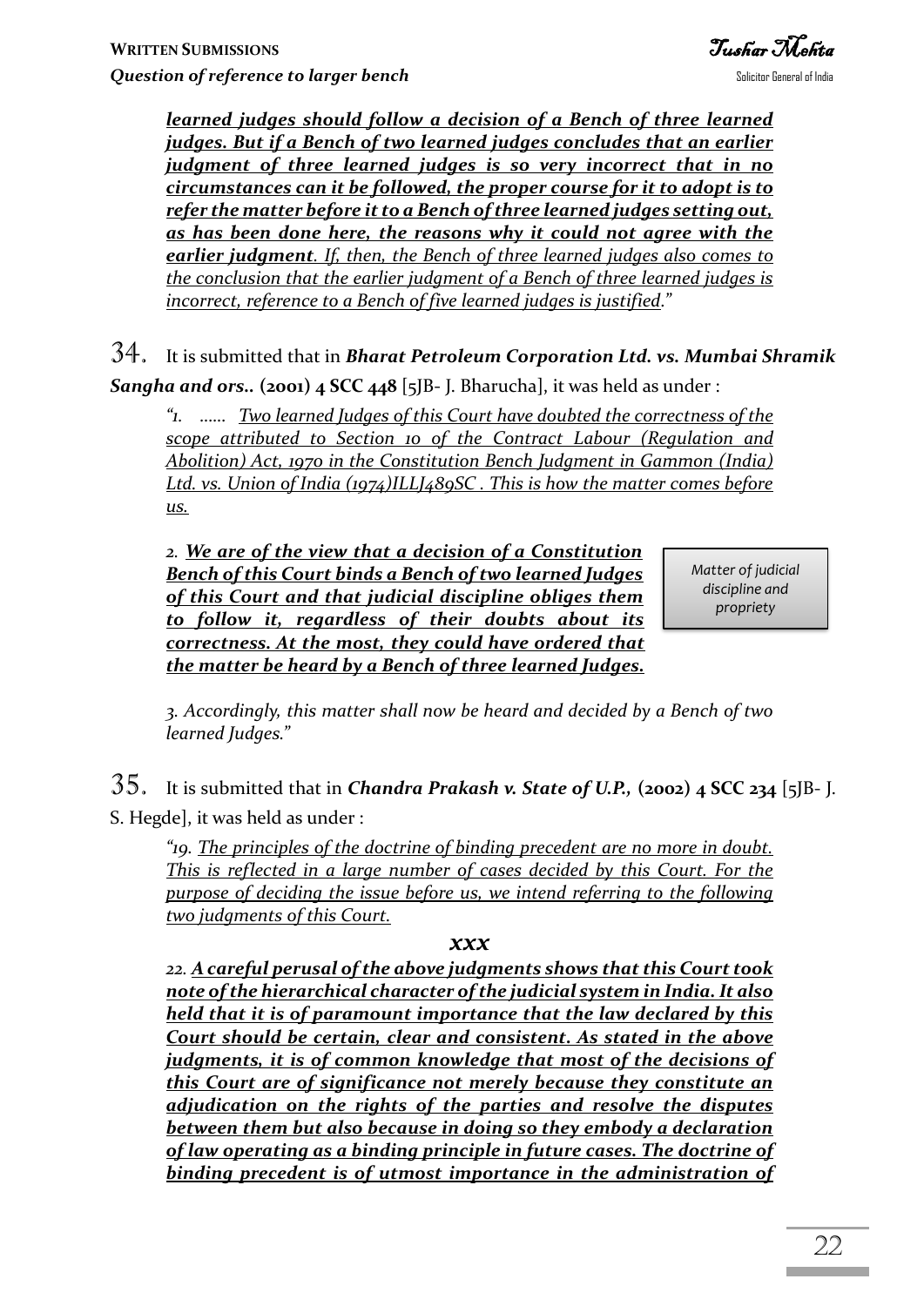*learned judges should follow a decision of a Bench of three learned judges. But if a Bench of two learned judges concludes that an earlier judgment of three learned judges is so very incorrect that in no circumstances can it be followed, the proper course for it to adopt is to refer the matter before it to a Bench of three learned judges setting out, as has been done here, the reasons why it could not agree with the earlier judgment. If, then, the Bench of three learned judges also comes to the conclusion that the earlier judgment of a Bench of three learned judges is incorrect, reference to a Bench of five learned judges is justified."*

34. It is submitted that in ***Bharat Petroleum Corporation Ltd. vs. Mumbai Shramik Sangha and ors..* (2001) 4 SCC 448** [5JB- J. Bharucha], it was held as under :

> *"1. ...... Two learned Judges of this Court have doubted the correctness of the scope attributed to Section 10 of the Contract Labour (Regulation and Abolition) Act, 1970 in the Constitution Bench Judgment in Gammon (India) Ltd. vs. Union of India (1974)ILLJ489SC . This is how the matter comes before us.*
>
> *2. **We are of the view that a decision of a Constitution Bench of this Court binds a Bench of two learned Judges of this Court and that judicial discipline obliges them to follow it, regardless of their doubts about its correctness. At the most, they could have ordered that the matter be heard by a Bench of three learned Judges.***
>
> *Matter of judicial discipline and propriety*
>
> *3. Accordingly, this matter shall now be heard and decided by a Bench of two learned Judges."*

35. It is submitted that in ***Chandra Prakash v. State of U.P.,* (2002) 4 SCC 234** [5JB- J. S. Hegde], it was held as under :

> *"19. The principles of the doctrine of binding precedent are no more in doubt. This is reflected in a large number of cases decided by this Court. For the purpose of deciding the issue before us, we intend referring to the following two judgments of this Court.*
>
> ***xxx***
>
> *22. **A careful perusal of the above judgments shows that this Court took note of the hierarchical character of the judicial system in India. It also held that it is of paramount importance that the law declared by this Court should be certain, clear and consistent. As stated in the above judgments, it is of common knowledge that most of the decisions of this Court are of significance not merely because they constitute an adjudication on the rights of the parties and resolve the disputes between them but also because in doing so they embody a declaration of law operating as a binding principle in future cases. The doctrine of binding precedent is of utmost importance in the administration of***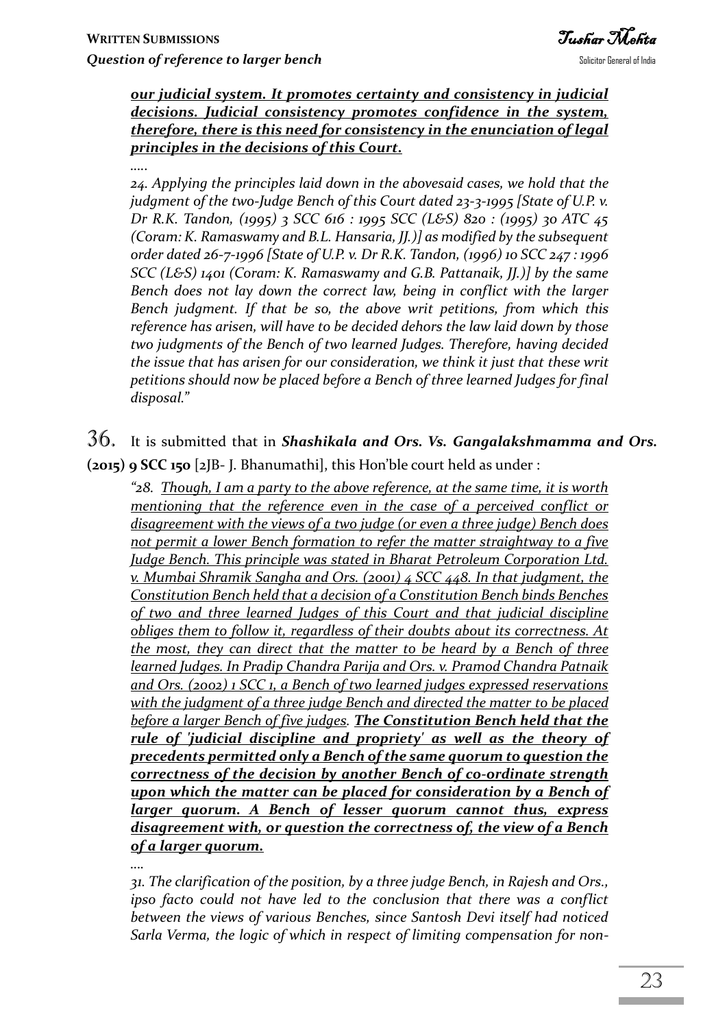***our judicial system. It promotes certainty and consistency in judicial decisions. Judicial consistency promotes confidence in the system, therefore, there is this need for consistency in the enunciation of legal principles in the decisions of this Court.***

*.....*

*24. Applying the principles laid down in the abovesaid cases, we hold that the judgment of the two-Judge Bench of this Court dated 23-3-1995 [State of U.P. v. Dr R.K. Tandon, (1995) 3 SCC 616 : 1995 SCC (L&S) 820 : (1995) 30 ATC 45 (Coram: K. Ramaswamy and B.L. Hansaria, JJ.)] as modified by the subsequent order dated 26-7-1996 [State of U.P. v. Dr R.K. Tandon, (1996) 10 SCC 247 : 1996 SCC (L&S) 1401 (Coram: K. Ramaswamy and G.B. Pattanaik, JJ.)] by the same Bench does not lay down the correct law, being in conflict with the larger Bench judgment. If that be so, the above writ petitions, from which this reference has arisen, will have to be decided dehors the law laid down by those two judgments of the Bench of two learned Judges. Therefore, having decided the issue that has arisen for our consideration, we think it just that these writ petitions should now be placed before a Bench of three learned Judges for final disposal."*

36. It is submitted that in ***Shashikala and Ors. Vs. Gangalakshmamma and Ors.*** **(2015) 9 SCC 150** [2JB- J. Bhanumathi], this Hon'ble court held as under :

*"28. Though, I am a party to the above reference, at the same time, it is worth mentioning that the reference even in the case of a perceived conflict or disagreement with the views of a two judge (or even a three judge) Bench does not permit a lower Bench formation to refer the matter straightway to a five Judge Bench. This principle was stated in Bharat Petroleum Corporation Ltd. v. Mumbai Shramik Sangha and Ors. (2001) 4 SCC 448. In that judgment, the Constitution Bench held that a decision of a Constitution Bench binds Benches of two and three learned Judges of this Court and that judicial discipline obliges them to follow it, regardless of their doubts about its correctness. At the most, they can direct that the matter to be heard by a Bench of three learned Judges. In Pradip Chandra Parija and Ors. v. Pramod Chandra Patnaik and Ors. (2002) 1 SCC 1, a Bench of two learned judges expressed reservations with the judgment of a three judge Bench and directed the matter to be placed before a larger Bench of five judges.* ***The Constitution Bench held that the rule of 'judicial discipline and propriety' as well as the theory of precedents permitted only a Bench of the same quorum to question the correctness of the decision by another Bench of co-ordinate strength upon which the matter can be placed for consideration by a Bench of larger quorum. A Bench of lesser quorum cannot thus, express disagreement with, or question the correctness of, the view of a Bench of a larger quorum.***

*....*

*31. The clarification of the position, by a three judge Bench, in Rajesh and Ors., ipso facto could not have led to the conclusion that there was a conflict between the views of various Benches, since Santosh Devi itself had noticed Sarla Verma, the logic of which in respect of limiting compensation for non-*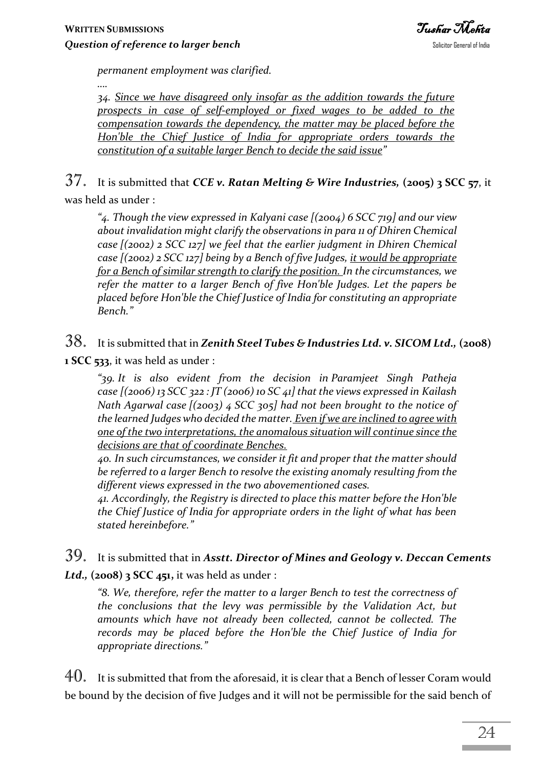*permanent employment was clarified.*

*....*

*34. <u>Since we have disagreed only insofar as the addition towards the future prospects in case of self-employed or fixed wages to be added to the compensation towards the dependency, the matter may be placed before the Hon'ble the Chief Justice of India for appropriate orders towards the constitution of a suitable larger Bench to decide the said issue</u>"*

37. It is submitted that ***CCE v. Ratan Melting & Wire Industries,* (2005) 3 SCC 57**, it was held as under :

> *"4. Though the view expressed in Kalyani case [(2004) 6 SCC 719] and our view about invalidation might clarify the observations in para 11 of Dhiren Chemical case [(2002) 2 SCC 127] we feel that the earlier judgment in Dhiren Chemical case [(2002) 2 SCC 127] being by a Bench of five Judges, <u>it would be appropriate for a Bench of similar strength to clarify the position.</u> In the circumstances, we refer the matter to a larger Bench of five Hon'ble Judges. Let the papers be placed before Hon'ble the Chief Justice of India for constituting an appropriate Bench."*

38. It is submitted that in ***Zenith Steel Tubes & Industries Ltd. v. SICOM Ltd.,* (2008) 1 SCC 533**, it was held as under :

> *"39. It is also evident from the decision in Paramjeet Singh Patheja case [(2006) 13 SCC 322 : JT (2006) 10 SC 41] that the views expressed in Kailash Nath Agarwal case [(2003) 4 SCC 305] had not been brought to the notice of the learned Judges who decided the matter. <u>Even if we are inclined to agree with one of the two interpretations, the anomalous situation will continue since the decisions are that of coordinate Benches.</u>*
>
> *40. In such circumstances, we consider it fit and proper that the matter should be referred to a larger Bench to resolve the existing anomaly resulting from the different views expressed in the two abovementioned cases.*
>
> *41. Accordingly, the Registry is directed to place this matter before the Hon'ble the Chief Justice of India for appropriate orders in the light of what has been stated hereinbefore."*

39. It is submitted that in ***Asstt. Director of Mines and Geology v. Deccan Cements Ltd.,* (2008) 3 SCC 451,** it was held as under :

> *"8. We, therefore, refer the matter to a larger Bench to test the correctness of the conclusions that the levy was permissible by the Validation Act, but amounts which have not already been collected, cannot be collected. The records may be placed before the Hon'ble the Chief Justice of India for appropriate directions."*

40. It is submitted that from the aforesaid, it is clear that a Bench of lesser Coram would be bound by the decision of five Judges and it will not be permissible for the said bench of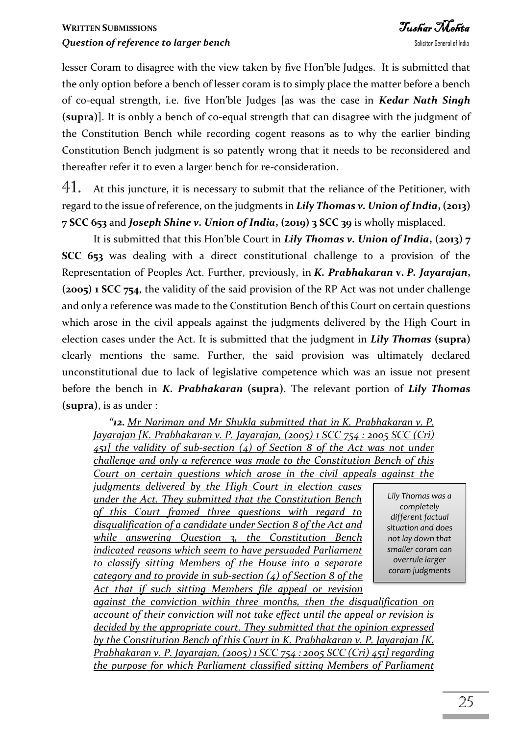lesser Coram to disagree with the view taken by five Hon'ble Judges. It is submitted that the only option before a bench of lesser coram is to simply place the matter before a bench of co-equal strength, i.e. five Hon'ble Judges [as was the case in ***Kedar Nath Singh* (supra)**]. It is onbly a bench of co-equal strength that can disagree with the judgment of the Constitution Bench while recording cogent reasons as to why the earlier binding Constitution Bench judgment is so patently wrong that it needs to be reconsidered and thereafter refer it to even a larger bench for re-consideration.

41. At this juncture, it is necessary to submit that the reliance of the Petitioner, with regard to the issue of reference, on the judgments in ***Lily Thomas v. Union of India*, (2013) 7 SCC 653** and ***Joseph Shine v. Union of India*, (2019) 3 SCC 39** is wholly misplaced.

It is submitted that this Hon'ble Court in ***Lily Thomas v. Union of India*, (2013) 7 SCC 653** was dealing with a direct constitutional challenge to a provision of the Representation of Peoples Act. Further, previously, in ***K. Prabhakaran* v. *P. Jayarajan*, (2005) 1 SCC 754**, the validity of the said provision of the RP Act was not under challenge and only a reference was made to the Constitution Bench of this Court on certain questions which arose in the civil appeals against the judgments delivered by the High Court in election cases under the Act. It is submitted that the judgment in ***Lily Thomas* (supra)** clearly mentions the same. Further, the said provision was ultimately declared unconstitutional due to lack of legislative competence which was an issue not present before the bench in ***K. Prabhakaran* (supra)**. The relevant portion of ***Lily Thomas* (supra)**, is as under :

> *"**12.** Mr Nariman and Mr Shukla submitted that in K. Prabhakaran v. P. Jayarajan [K. Prabhakaran v. P. Jayarajan, (2005) 1 SCC 754 : 2005 SCC (Cri) 451] the validity of sub-section (4) of Section 8 of the Act was not under challenge and only a reference was made to the Constitution Bench of this Court on certain questions which arose in the civil appeals against the judgments delivered by the High Court in election cases under the Act. They submitted that the Constitution Bench of this Court framed three questions with regard to disqualification of a candidate under Section 8 of the Act and while answering Question 3, the Constitution Bench indicated reasons which seem to have persuaded Parliament to classify sitting Members of the House into a separate category and to provide in sub-section (4) of Section 8 of the Act that if such sitting Members file appeal or revision against the conviction within three months, then the disqualification on account of their conviction will not take effect until the appeal or revision is decided by the appropriate court. They submitted that the opinion expressed by the Constitution Bench of this Court in K. Prabhakaran v. P. Jayarajan [K. Prabhakaran v. P. Jayarajan, (2005) 1 SCC 754 : 2005 SCC (Cri) 451] regarding the purpose for which Parliament classified sitting Members of Parliament*

*Lily Thomas was a completely different factual situation and does not lay down that smaller coram can overrule larger coram judgments*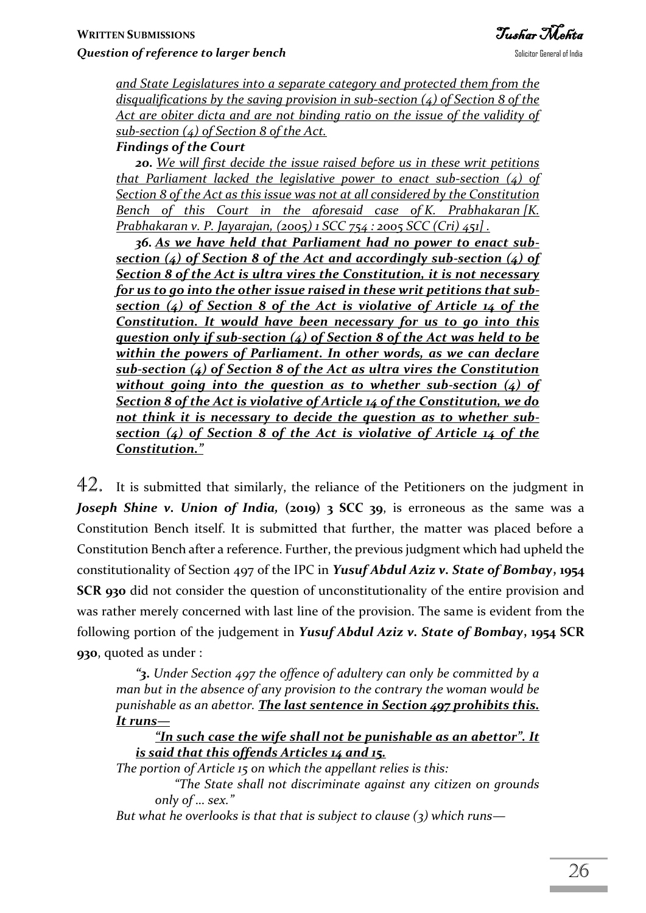*<u>and State Legislatures into a separate category and protected them from the disqualifications by the saving provision in sub-section (4) of Section 8 of the Act are obiter dicta and are not binding ratio on the issue of the validity of sub-section (4) of Section 8 of the Act.</u>*

***Findings of the Court***

***20.*** *<u>We will first decide the issue raised before us in these writ petitions that Parliament lacked the legislative power to enact sub-section (4) of Section 8 of the Act as this issue was not at all considered by the Constitution Bench of this Court in the aforesaid case of K. Prabhakaran [K. Prabhakaran v. P. Jayarajan, (2005) 1 SCC 754 : 2005 SCC (Cri) 451] .</u>*

***36.*** ***<u>As we have held that Parliament had no power to enact sub-section (4) of Section 8 of the Act and accordingly sub-section (4) of Section 8 of the Act is ultra vires the Constitution, it is not necessary for us to go into the other issue raised in these writ petitions that sub-section (4) of Section 8 of the Act is violative of Article 14 of the Constitution. It would have been necessary for us to go into this question only if sub-section (4) of Section 8 of the Act was held to be within the powers of Parliament. In other words, as we can declare sub-section (4) of Section 8 of the Act as ultra vires the Constitution without going into the question as to whether sub-section (4) of Section 8 of the Act is violative of Article 14 of the Constitution, we do not think it is necessary to decide the question as to whether sub-section (4) of Section 8 of the Act is violative of Article 14 of the Constitution."</u>***

42. It is submitted that similarly, the reliance of the Petitioners on the judgment in ***Joseph Shine v. Union of India,*** **(2019) 3 SCC 39**, is erroneous as the same was a Constitution Bench itself. It is submitted that further, the matter was placed before a Constitution Bench after a reference. Further, the previous judgment which had upheld the constitutionality of Section 497 of the IPC in ***Yusuf Abdul Aziz v. State of Bombay*****, 1954 SCR 930** did not consider the question of unconstitutionality of the entire provision and was rather merely concerned with last line of the provision. The same is evident from the following portion of the judgement in ***Yusuf Abdul Aziz v. State of Bombay*****, 1954 SCR 930**, quoted as under :

*"**3.** Under Section 497 the offence of adultery can only be committed by a man but in the absence of any provision to the contrary the woman would be punishable as an abettor.* ***<u>The last sentence in Section 497 prohibits this. It runs—</u>***

***<u>"In such case the wife shall not be punishable as an abettor". It is said that this offends Articles 14 and 15.</u>***

*The portion of Article 15 on which the appellant relies is this:*

*"The State shall not discriminate against any citizen on grounds only of … sex."*

*But what he overlooks is that that is subject to clause (3) which runs—*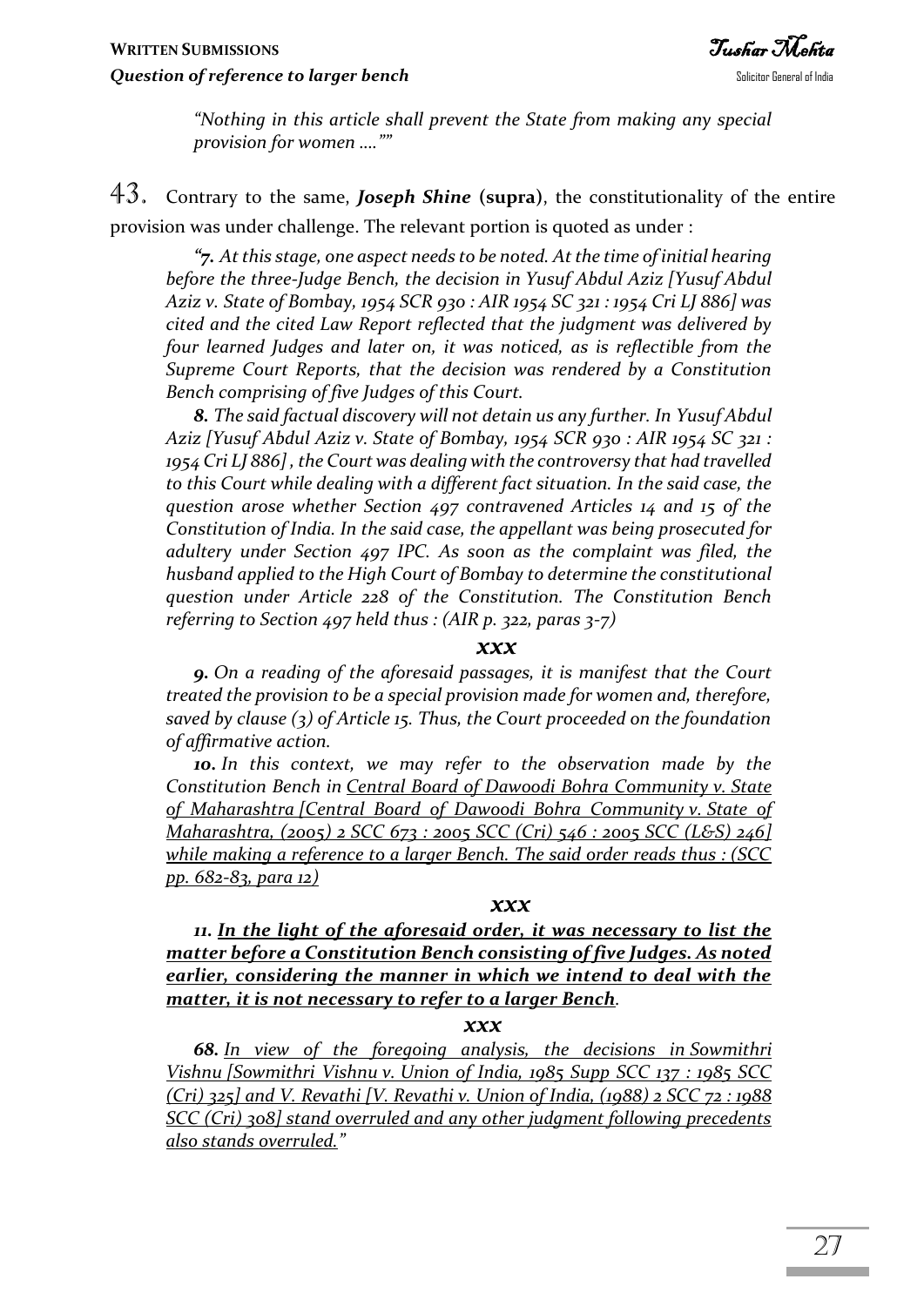*"Nothing in this article shall prevent the State from making any special provision for women …."*"

43. Contrary to the same, ***Joseph Shine*** **(supra)**, the constitutionality of the entire provision was under challenge. The relevant portion is quoted as under :

> *"**7.** At this stage, one aspect needs to be noted. At the time of initial hearing before the three-Judge Bench, the decision in Yusuf Abdul Aziz [Yusuf Abdul Aziz v. State of Bombay, 1954 SCR 930 : AIR 1954 SC 321 : 1954 Cri LJ 886] was cited and the cited Law Report reflected that the judgment was delivered by four learned Judges and later on, it was noticed, as is reflectible from the Supreme Court Reports, that the decision was rendered by a Constitution Bench comprising of five Judges of this Court.*
>
> ***8.** The said factual discovery will not detain us any further. In Yusuf Abdul Aziz [Yusuf Abdul Aziz v. State of Bombay, 1954 SCR 930 : AIR 1954 SC 321 : 1954 Cri LJ 886] , the Court was dealing with the controversy that had travelled to this Court while dealing with a different fact situation. In the said case, the question arose whether Section 497 contravened Articles 14 and 15 of the Constitution of India. In the said case, the appellant was being prosecuted for adultery under Section 497 IPC. As soon as the complaint was filed, the husband applied to the High Court of Bombay to determine the constitutional question under Article 228 of the Constitution. The Constitution Bench referring to Section 497 held thus : (AIR p. 322, paras 3-7)*
>
> ***xxx***
>
> ***9.** On a reading of the aforesaid passages, it is manifest that the Court treated the provision to be a special provision made for women and, therefore, saved by clause (3) of Article 15. Thus, the Court proceeded on the foundation of affirmative action.*
>
> ***10.** In this context, we may refer to the observation made by the Constitution Bench in <u>Central Board of Dawoodi Bohra Community v. State of Maharashtra [Central Board of Dawoodi Bohra Community v. State of Maharashtra, (2005) 2 SCC 673 : 2005 SCC (Cri) 546 : 2005 SCC (L&S) 246] while making a reference to a larger Bench. The said order reads thus : (SCC pp. 682-83, para 12)</u>*
>
> ***xxx***
>
> ***11.** **<u>In the light of the aforesaid order, it was necessary to list the matter before a Constitution Bench consisting of five Judges. As noted earlier, considering the manner in which we intend to deal with the matter, it is not necessary to refer to a larger Bench</u>**.*
>
> ***xxx***
>
> ***68.** <u>In view of the foregoing analysis, the decisions in Sowmithri Vishnu [Sowmithri Vishnu v. Union of India, 1985 Supp SCC 137 : 1985 SCC (Cri) 325] and V. Revathi [V. Revathi v. Union of India, (1988) 2 SCC 72 : 1988 SCC (Cri) 308] stand overruled and any other judgment following precedents also stands overruled.</u>"*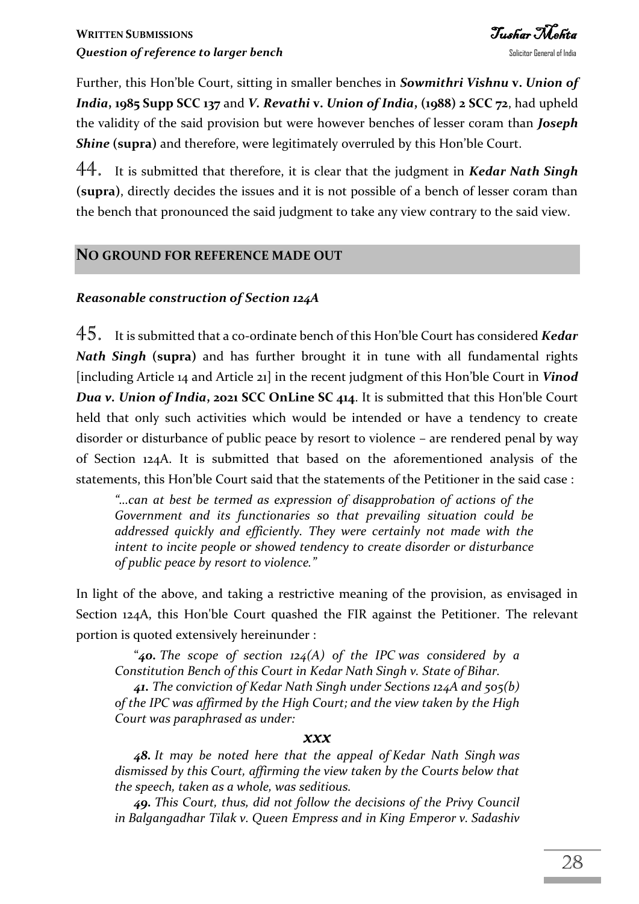Further, this Hon'ble Court, sitting in smaller benches in ***Sowmithri Vishnu* v. *Union of India*, 1985 Supp SCC 137** and ***V. Revathi* v. *Union of India*, (1988) 2 SCC 72**, had upheld the validity of the said provision but were however benches of lesser coram than ***Joseph Shine* (supra)** and therefore, were legitimately overruled by this Hon'ble Court.

44. It is submitted that therefore, it is clear that the judgment in ***Kedar Nath Singh* (supra)**, directly decides the issues and it is not possible of a bench of lesser coram than the bench that pronounced the said judgment to take any view contrary to the said view.

## NO GROUND FOR REFERENCE MADE OUT

### *Reasonable construction of Section 124A*

45. It is submitted that a co-ordinate bench of this Hon'ble Court has considered ***Kedar Nath Singh* (supra)** and has further brought it in tune with all fundamental rights [including Article 14 and Article 21] in the recent judgment of this Hon'ble Court in ***Vinod Dua v. Union of India*, 2021 SCC OnLine SC 414**. It is submitted that this Hon'ble Court held that only such activities which would be intended or have a tendency to create disorder or disturbance of public peace by resort to violence – are rendered penal by way of Section 124A. It is submitted that based on the aforementioned analysis of the statements, this Hon'ble Court said that the statements of the Petitioner in the said case :

> *"…can at best be termed as expression of disapprobation of actions of the Government and its functionaries so that prevailing situation could be addressed quickly and efficiently. They were certainly not made with the intent to incite people or showed tendency to create disorder or disturbance of public peace by resort to violence."*

In light of the above, and taking a restrictive meaning of the provision, as envisaged in Section 124A, this Hon'ble Court quashed the FIR against the Petitioner. The relevant portion is quoted extensively hereinunder :

> "***40.*** *The scope of section 124(A) of the IPC was considered by a Constitution Bench of this Court in Kedar Nath Singh v. State of Bihar.*
>
> ***41.*** *The conviction of Kedar Nath Singh under Sections 124A and 505(b) of the IPC was affirmed by the High Court; and the view taken by the High Court was paraphrased as under:*
>
> ***xxx***
>
> ***48.*** *It may be noted here that the appeal of Kedar Nath Singh was dismissed by this Court, affirming the view taken by the Courts below that the speech, taken as a whole, was seditious.*
>
> ***49.*** *This Court, thus, did not follow the decisions of the Privy Council in Balgangadhar Tilak v. Queen Empress and in King Emperor v. Sadashiv*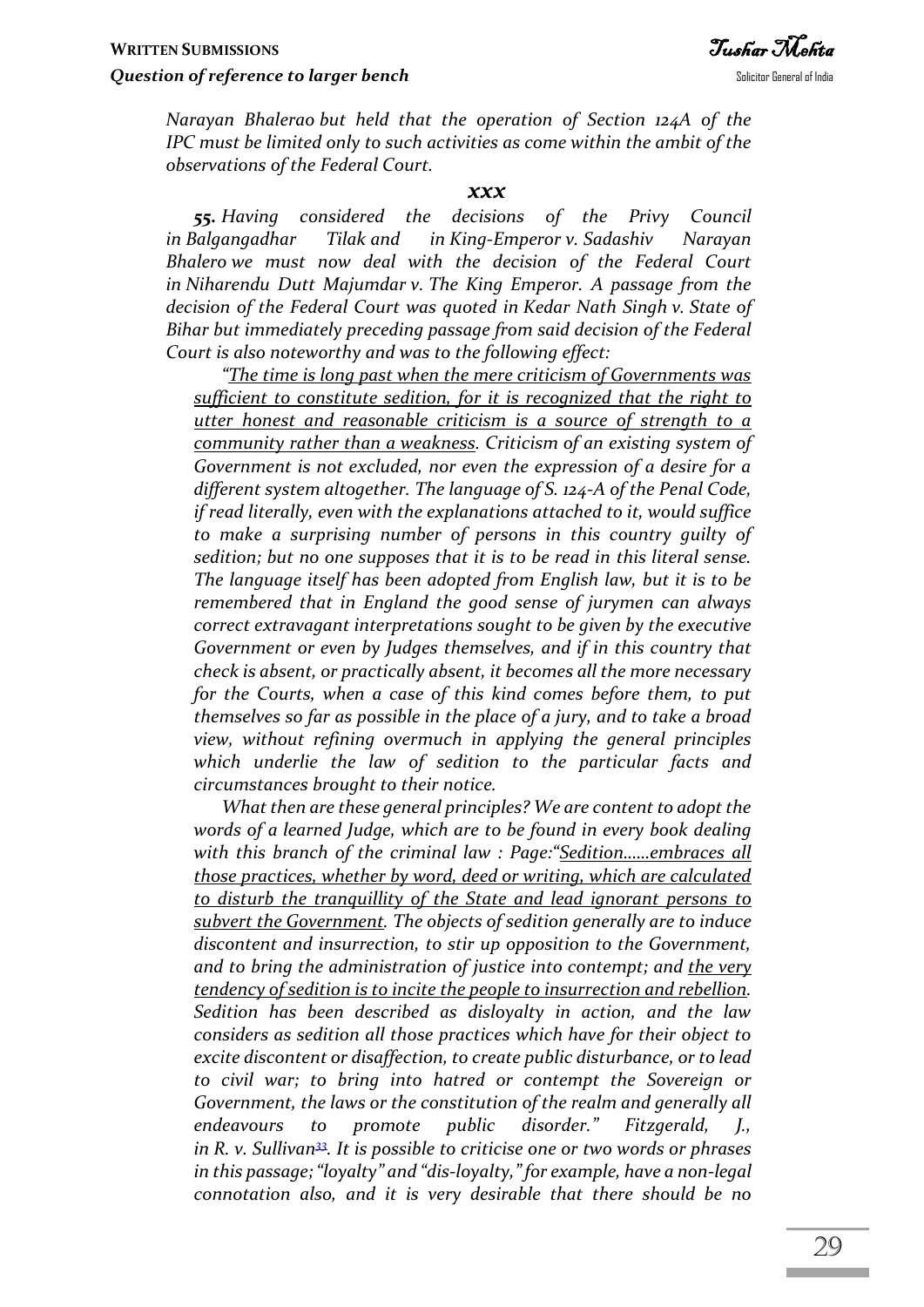*Narayan Bhalerao but held that the operation of Section 124A of the IPC must be limited only to such activities as come within the ambit of the observations of the Federal Court.*

***xxx***

***55.*** *Having considered the decisions of the Privy Council in Balgangadhar Tilak and in King-Emperor v. Sadashiv Narayan Bhalero we must now deal with the decision of the Federal Court in Niharendu Dutt Majumdar v. The King Emperor. A passage from the decision of the Federal Court was quoted in Kedar Nath Singh v. State of Bihar but immediately preceding passage from said decision of the Federal Court is also noteworthy and was to the following effect:*

*"<u>The time is long past when the mere criticism of Governments was sufficient to constitute sedition, for it is recognized that the right to utter honest and reasonable criticism is a source of strength to a community rather than a weakness</u>. Criticism of an existing system of Government is not excluded, nor even the expression of a desire for a different system altogether. The language of S. 124-A of the Penal Code, if read literally, even with the explanations attached to it, would suffice to make a surprising number of persons in this country guilty of sedition; but no one supposes that it is to be read in this literal sense. The language itself has been adopted from English law, but it is to be remembered that in England the good sense of jurymen can always correct extravagant interpretations sought to be given by the executive Government or even by Judges themselves, and if in this country that check is absent, or practically absent, it becomes all the more necessary for the Courts, when a case of this kind comes before them, to put themselves so far as possible in the place of a jury, and to take a broad view, without refining overmuch in applying the general principles which underlie the law of sedition to the particular facts and circumstances brought to their notice.*

*What then are these general principles? We are content to adopt the words of a learned Judge, which are to be found in every book dealing with this branch of the criminal law : Page:"<u>Sedition......embraces all those practices, whether by word, deed or writing, which are calculated to disturb the tranquillity of the State and lead ignorant persons to subvert the Government</u>. The objects of sedition generally are to induce discontent and insurrection, to stir up opposition to the Government, and to bring the administration of justice into contempt; and <u>the very tendency of sedition is to incite the people to insurrection and rebellion</u>. Sedition has been described as disloyalty in action, and the law considers as sedition all those practices which have for their object to excite discontent or disaffection, to create public disturbance, or to lead to civil war; to bring into hatred or contempt the Sovereign or Government, the laws or the constitution of the realm and generally all endeavours to promote public disorder." Fitzgerald, J., in R. v. Sullivan[33]. It is possible to criticise one or two words or phrases in this passage; "loyalty" and "dis-loyalty," for example, have a non-legal connotation also, and it is very desirable that there should be no*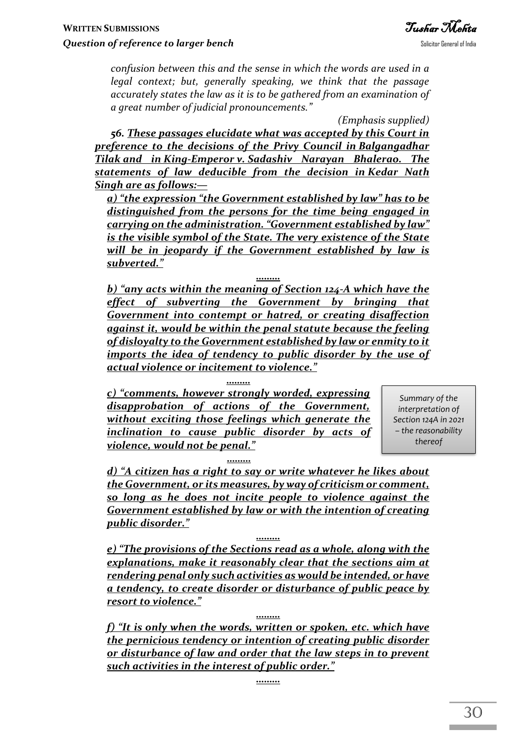*confusion between this and the sense in which the words are used in a legal context; but, generally speaking, we think that the passage accurately states the law as it is to be gathered from an examination of a great number of judicial pronouncements."*

*(Emphasis supplied)*

***56. These passages elucidate what was accepted by this Court in preference to the decisions of the Privy Council in Balgangadhar Tilak and in King-Emperor v. Sadashiv Narayan Bhalerao. The statements of law deducible from the decision in Kedar Nath Singh are as follows:—***

***a) "the expression "the Government established by law" has to be distinguished from the persons for the time being engaged in carrying on the administration. "Government established by law" is the visible symbol of the State. The very existence of the State will be in jeopardy if the Government established by law is subverted."***

***.........***

***b) "any acts within the meaning of Section 124-A which have the effect of subverting the Government by bringing that Government into contempt or hatred, or creating disaffection against it, would be within the penal statute because the feeling of disloyalty to the Government established by law or enmity to it imports the idea of tendency to public disorder by the use of actual violence or incitement to violence."***

***.........***

***c) "comments, however strongly worded, expressing disapprobation of actions of the Government, without exciting those feelings which generate the inclination to cause public disorder by acts of violence, would not be penal."***

*Summary of the interpretation of Section 124A in 2021 – the reasonability thereof*

***.........***

***d) "A citizen has a right to say or write whatever he likes about the Government, or its measures, by way of criticism or comment, so long as he does not incite people to violence against the Government established by law or with the intention of creating public disorder."***

***.........***

***e) "The provisions of the Sections read as a whole, along with the explanations, make it reasonably clear that the sections aim at rendering penal only such activities as would be intended, or have a tendency, to create disorder or disturbance of public peace by resort to violence."***

***.........***

***f) "It is only when the words, written or spoken, etc. which have the pernicious tendency or intention of creating public disorder or disturbance of law and order that the law steps in to prevent such activities in the interest of public order."***

***.........***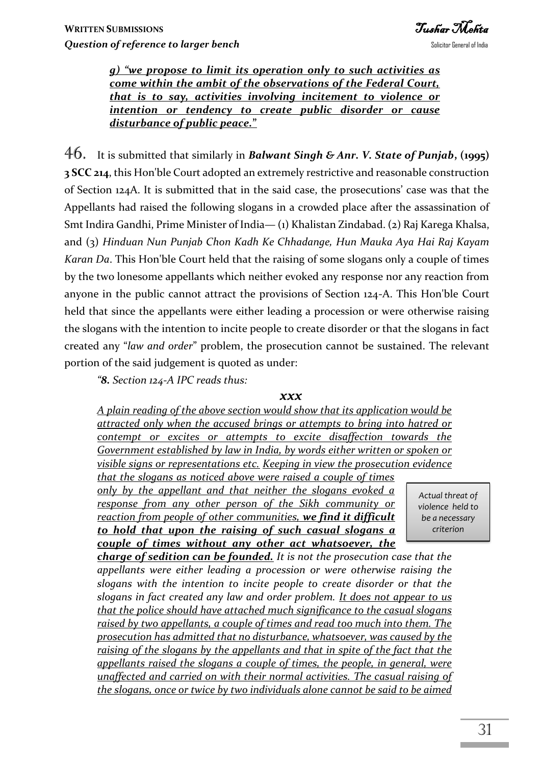> ***g) "we propose to limit its operation only to such activities as come within the ambit of the observations of the Federal Court, that is to say, activities involving incitement to violence or intention or tendency to create public disorder or cause disturbance of public peace."***

46. It is submitted that similarly in ***Balwant Singh & Anr. V. State of Punjab*, (1995) 3 SCC 214**, this Hon'ble Court adopted an extremely restrictive and reasonable construction of Section 124A. It is submitted that in the said case, the prosecutions' case was that the Appellants had raised the following slogans in a crowded place after the assassination of Smt Indira Gandhi, Prime Minister of India— (1) Khalistan Zindabad. (2) Raj Karega Khalsa, and (3) *Hinduan Nun Punjab Chon Kadh Ke Chhadange, Hun Mauka Aya Hai Raj Kayam Karan Da*. This Hon'ble Court held that the raising of some slogans only a couple of times by the two lonesome appellants which neither evoked any response nor any reaction from anyone in the public cannot attract the provisions of Section 124-A. This Hon'ble Court held that since the appellants were either leading a procession or were otherwise raising the slogans with the intention to incite people to create disorder or that the slogans in fact created any "*law and order*" problem, the prosecution cannot be sustained. The relevant portion of the said judgement is quoted as under:

> *"**8.** Section 124-A IPC reads thus:*
>
> ***xxx***
>
> *A plain reading of the above section would show that its application would be attracted only when the accused brings or attempts to bring into hatred or contempt or excites or attempts to excite disaffection towards the Government established by law in India, by words either written or spoken or visible signs or representations etc. Keeping in view the prosecution evidence that the slogans as noticed above were raised a couple of times only by the appellant and that neither the slogans evoked a response from any other person of the Sikh community or reaction from people of other communities, **we find it difficult to hold that upon the raising of such casual slogans a couple of times without any other act whatsoever, the charge of sedition can be founded.** It is not the prosecution case that the appellants were either leading a procession or were otherwise raising the slogans with the intention to incite people to create disorder or that the slogans in fact created any law and order problem. It does not appear to us that the police should have attached much significance to the casual slogans raised by two appellants, a couple of times and read too much into them. The prosecution has admitted that no disturbance, whatsoever, was caused by the raising of the slogans by the appellants and that in spite of the fact that the appellants raised the slogans a couple of times, the people, in general, were unaffected and carried on with their normal activities. The casual raising of the slogans, once or twice by two individuals alone cannot be said to be aimed*

*Actual threat of violence held to be a necessary criterion*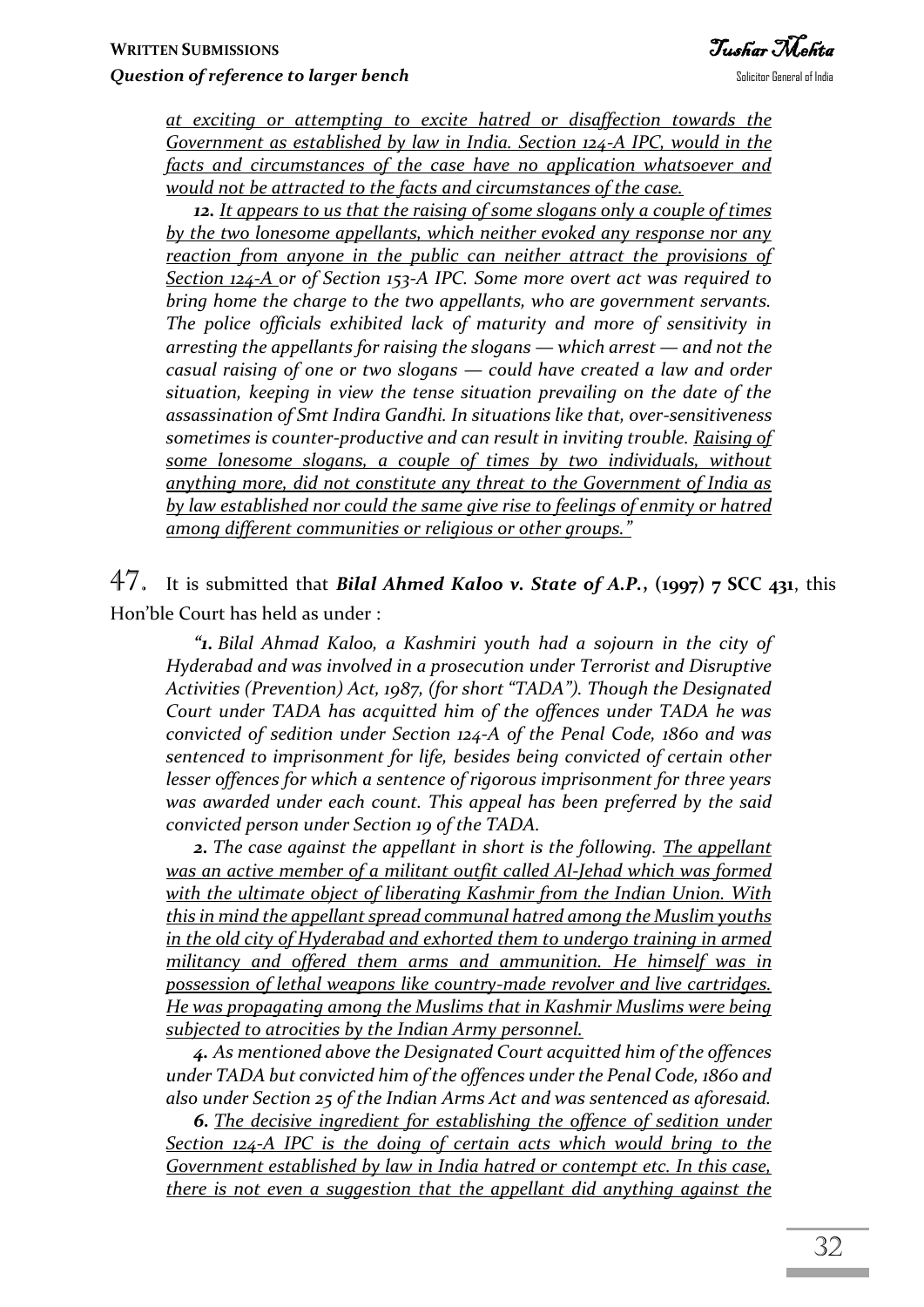*at exciting or attempting to excite hatred or disaffection towards the Government as established by law in India. Section 124-A IPC, would in the facts and circumstances of the case have no application whatsoever and would not be attracted to the facts and circumstances of the case.*

***12.** It appears to us that the raising of some slogans only a couple of times by the two lonesome appellants, which neither evoked any response nor any reaction from anyone in the public can neither attract the provisions of Section 124-A or of Section 153-A IPC. Some more overt act was required to bring home the charge to the two appellants, who are government servants. The police officials exhibited lack of maturity and more of sensitivity in arresting the appellants for raising the slogans — which arrest — and not the casual raising of one or two slogans — could have created a law and order situation, keeping in view the tense situation prevailing on the date of the assassination of Smt Indira Gandhi. In situations like that, over-sensitiveness sometimes is counter-productive and can result in inviting trouble. Raising of some lonesome slogans, a couple of times by two individuals, without anything more, did not constitute any threat to the Government of India as by law established nor could the same give rise to feelings of enmity or hatred among different communities or religious or other groups."*

47. It is submitted that ***Bilal Ahmed Kaloo v. State of A.P.*, (1997) 7 SCC 431**, this Hon'ble Court has held as under :

*"**1.** Bilal Ahmad Kaloo, a Kashmiri youth had a sojourn in the city of Hyderabad and was involved in a prosecution under Terrorist and Disruptive Activities (Prevention) Act, 1987, (for short "TADA"). Though the Designated Court under TADA has acquitted him of the offences under TADA he was convicted of sedition under Section 124-A of the Penal Code, 1860 and was sentenced to imprisonment for life, besides being convicted of certain other lesser offences for which a sentence of rigorous imprisonment for three years was awarded under each count. This appeal has been preferred by the said convicted person under Section 19 of the TADA.*

***2.** The case against the appellant in short is the following. The appellant was an active member of a militant outfit called Al-Jehad which was formed with the ultimate object of liberating Kashmir from the Indian Union. With this in mind the appellant spread communal hatred among the Muslim youths in the old city of Hyderabad and exhorted them to undergo training in armed militancy and offered them arms and ammunition. He himself was in possession of lethal weapons like country-made revolver and live cartridges. He was propagating among the Muslims that in Kashmir Muslims were being subjected to atrocities by the Indian Army personnel.*

***4.** As mentioned above the Designated Court acquitted him of the offences under TADA but convicted him of the offences under the Penal Code, 1860 and also under Section 25 of the Indian Arms Act and was sentenced as aforesaid.*

***6.** The decisive ingredient for establishing the offence of sedition under Section 124-A IPC is the doing of certain acts which would bring to the Government established by law in India hatred or contempt etc. In this case, there is not even a suggestion that the appellant did anything against the*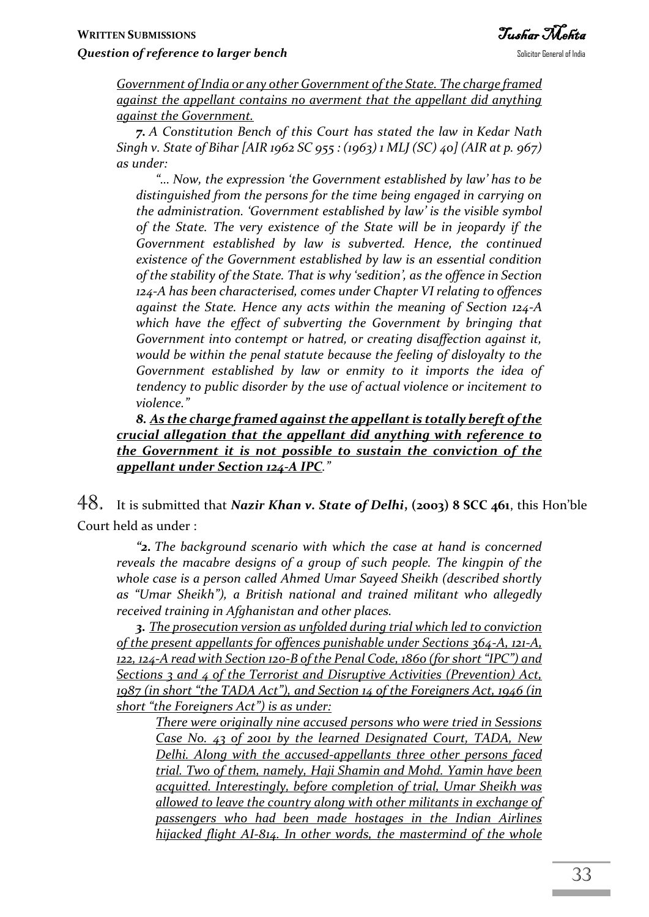*<u>Government of India or any other Government of the State. The charge framed against the appellant contains no averment that the appellant did anything against the Government.</u>*

***7.** A Constitution Bench of this Court has stated the law in Kedar Nath Singh v. State of Bihar [AIR 1962 SC 955 : (1963) 1 MLJ (SC) 40] (AIR at p. 967) as under:*

*"… Now, the expression 'the Government established by law' has to be distinguished from the persons for the time being engaged in carrying on the administration. 'Government established by law' is the visible symbol of the State. The very existence of the State will be in jeopardy if the Government established by law is subverted. Hence, the continued existence of the Government established by law is an essential condition of the stability of the State. That is why 'sedition', as the offence in Section 124-A has been characterised, comes under Chapter VI relating to offences against the State. Hence any acts within the meaning of Section 124-A which have the effect of subverting the Government by bringing that Government into contempt or hatred, or creating disaffection against it, would be within the penal statute because the feeling of disloyalty to the Government established by law or enmity to it imports the idea of tendency to public disorder by the use of actual violence or incitement to violence."*

***8. <u>As the charge framed against the appellant is totally bereft of the crucial allegation that the appellant did anything with reference to the Government it is not possible to sustain the conviction of the appellant under Section 124-A IPC</u>."***

48. It is submitted that ***Nazir Khan v. State of Delhi*, (2003) 8 SCC 461**, this Hon'ble Court held as under :

*"**2.** The background scenario with which the case at hand is concerned reveals the macabre designs of a group of such people. The kingpin of the whole case is a person called Ahmed Umar Sayeed Sheikh (described shortly as "Umar Sheikh"), a British national and trained militant who allegedly received training in Afghanistan and other places.*

***3.** <u>The prosecution version as unfolded during trial which led to conviction of the present appellants for offences punishable under Sections 364-A, 121-A, 122, 124-A read with Section 120-B of the Penal Code, 1860 (for short "IPC") and Sections 3 and 4 of the Terrorist and Disruptive Activities (Prevention) Act, 1987 (in short "the TADA Act"), and Section 14 of the Foreigners Act, 1946 (in short "the Foreigners Act") is as under:</u>*

*<u>There were originally nine accused persons who were tried in Sessions Case No. 43 of 2001 by the learned Designated Court, TADA, New Delhi. Along with the accused-appellants three other persons faced trial. Two of them, namely, Haji Shamin and Mohd. Yamin have been acquitted. Interestingly, before completion of trial, Umar Sheikh was allowed to leave the country along with other militants in exchange of passengers who had been made hostages in the Indian Airlines hijacked flight AI-814. In other words, the mastermind of the whole</u>*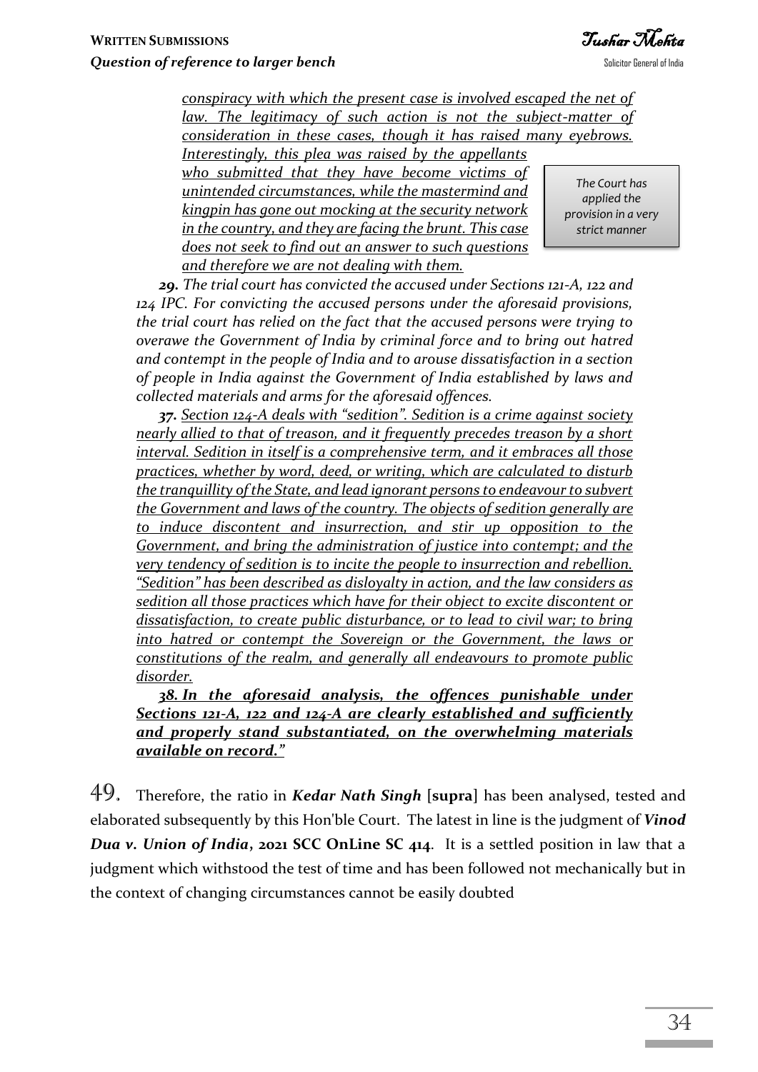*<u>conspiracy with which the present case is involved escaped the net of law. The legitimacy of such action is not the subject-matter of consideration in these cases, though it has raised many eyebrows. Interestingly, this plea was raised by the appellants who submitted that they have become victims of unintended circumstances, while the mastermind and kingpin has gone out mocking at the security network in the country, and they are facing the brunt. This case does not seek to find out an answer to such questions and therefore we are not dealing with them.</u>*

> *The Court has applied the provision in a very strict manner*

***29.*** *The trial court has convicted the accused under Sections 121-A, 122 and 124 IPC. For convicting the accused persons under the aforesaid provisions, the trial court has relied on the fact that the accused persons were trying to overawe the Government of India by criminal force and to bring out hatred and contempt in the people of India and to arouse dissatisfaction in a section of people in India against the Government of India established by laws and collected materials and arms for the aforesaid offences.*

***37.*** *<u>Section 124-A deals with "sedition". Sedition is a crime against society nearly allied to that of treason, and it frequently precedes treason by a short interval. Sedition in itself is a comprehensive term, and it embraces all those practices, whether by word, deed, or writing, which are calculated to disturb the tranquillity of the State, and lead ignorant persons to endeavour to subvert the Government and laws of the country. The objects of sedition generally are to induce discontent and insurrection, and stir up opposition to the Government, and bring the administration of justice into contempt; and the very tendency of sedition is to incite the people to insurrection and rebellion. "Sedition" has been described as disloyalty in action, and the law considers as sedition all those practices which have for their object to excite discontent or dissatisfaction, to create public disturbance, or to lead to civil war; to bring into hatred or contempt the Sovereign or the Government, the laws or constitutions of the realm, and generally all endeavours to promote public disorder.</u>*

***<u>38. In the aforesaid analysis, the offences punishable under Sections 121-A, 122 and 124-A are clearly established and sufficiently and properly stand substantiated, on the overwhelming materials available on record."</u>***

49. Therefore, the ratio in ***Kedar Nath Singh*** [**supra**] has been analysed, tested and elaborated subsequently by this Hon'ble Court. The latest in line is the judgment of ***Vinod Dua v. Union of India*, 2021 SCC OnLine SC 414**. It is a settled position in law that a judgment which withstood the test of time and has been followed not mechanically but in the context of changing circumstances cannot be easily doubted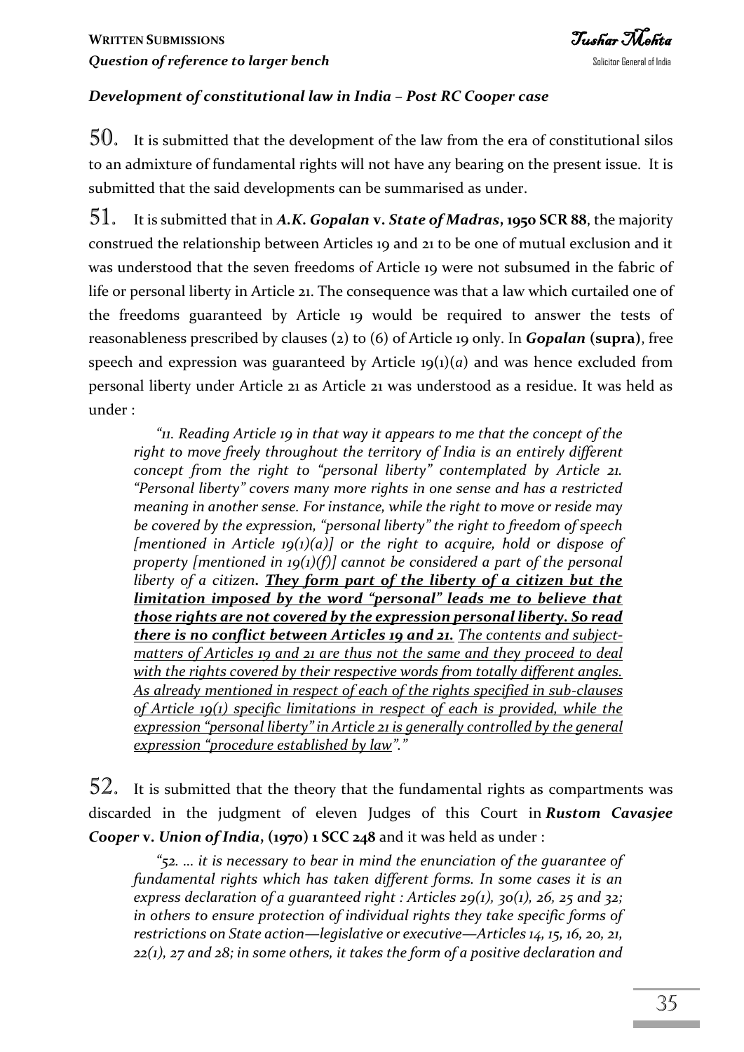### *Development of constitutional law in India – Post RC Cooper case*

50. It is submitted that the development of the law from the era of constitutional silos to an admixture of fundamental rights will not have any bearing on the present issue. It is submitted that the said developments can be summarised as under.

51. It is submitted that in ***A.K. Gopalan* v. *State of Madras*, 1950 SCR 88**, the majority construed the relationship between Articles 19 and 21 to be one of mutual exclusion and it was understood that the seven freedoms of Article 19 were not subsumed in the fabric of life or personal liberty in Article 21. The consequence was that a law which curtailed one of the freedoms guaranteed by Article 19 would be required to answer the tests of reasonableness prescribed by clauses (2) to (6) of Article 19 only. In ***Gopalan* (supra)**, free speech and expression was guaranteed by Article 19(1)(*a*) and was hence excluded from personal liberty under Article 21 as Article 21 was understood as a residue. It was held as under :

> *"11. Reading Article 19 in that way it appears to me that the concept of the right to move freely throughout the territory of India is an entirely different concept from the right to "personal liberty" contemplated by Article 21. "Personal liberty" covers many more rights in one sense and has a restricted meaning in another sense. For instance, while the right to move or reside may be covered by the expression, "personal liberty" the right to freedom of speech [mentioned in Article 19(1)(a)] or the right to acquire, hold or dispose of property [mentioned in 19(1)(f)] cannot be considered a part of the personal liberty of a citizen. **<u>They form part of the liberty of a citizen but the limitation imposed by the word "personal" leads me to believe that those rights are not covered by the expression personal liberty. So read there is no conflict between Articles 19 and 21.</u>** <u>The contents and subject-matters of Articles 19 and 21 are thus not the same and they proceed to deal with the rights covered by their respective words from totally different angles. As already mentioned in respect of each of the rights specified in sub-clauses of Article 19(1) specific limitations in respect of each is provided, while the expression "personal liberty" in Article 21 is generally controlled by the general expression "procedure established by law"</u>."*

52. It is submitted that the theory that the fundamental rights as compartments was discarded in the judgment of eleven Judges of this Court in ***Rustom Cavasjee Cooper* v. *Union of India*, (1970) 1 SCC 248** and it was held as under :

> *"52. … it is necessary to bear in mind the enunciation of the guarantee of fundamental rights which has taken different forms. In some cases it is an express declaration of a guaranteed right : Articles 29(1), 30(1), 26, 25 and 32; in others to ensure protection of individual rights they take specific forms of restrictions on State action—legislative or executive—Articles 14, 15, 16, 20, 21, 22(1), 27 and 28; in some others, it takes the form of a positive declaration and*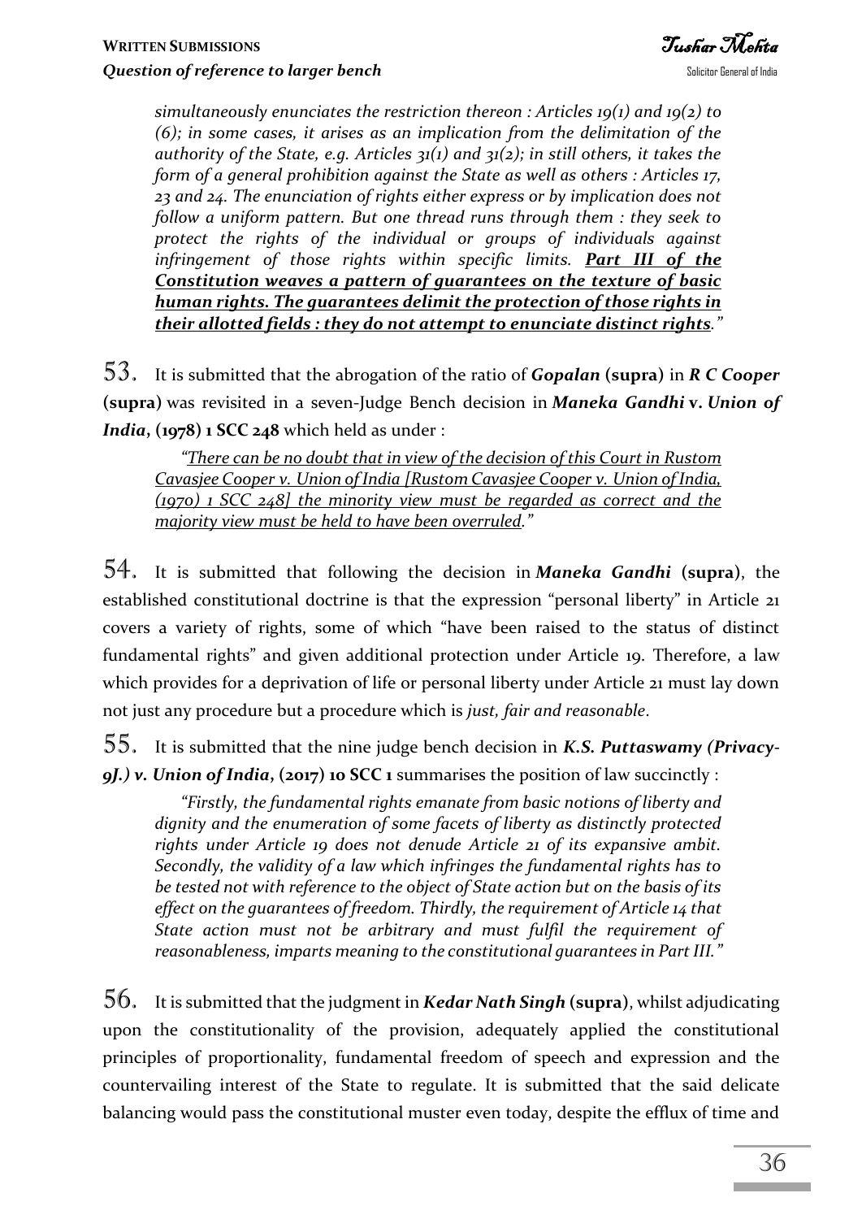> *simultaneously enunciates the restriction thereon : Articles 19(1) and 19(2) to (6); in some cases, it arises as an implication from the delimitation of the authority of the State, e.g. Articles 31(1) and 31(2); in still others, it takes the form of a general prohibition against the State as well as others : Articles 17, 23 and 24. The enunciation of rights either express or by implication does not follow a uniform pattern. But one thread runs through them : they seek to protect the rights of the individual or groups of individuals against infringement of those rights within specific limits. **Part III of the Constitution weaves a pattern of guarantees on the texture of basic human rights. The guarantees delimit the protection of those rights in their allotted fields : they do not attempt to enunciate distinct rights**."*

53. It is submitted that the abrogation of the ratio of ***Gopalan*** **(supra)** in ***R C Cooper*** **(supra)** was revisited in a seven-Judge Bench decision in ***Maneka Gandhi* v. *Union of India*, (1978) 1 SCC 248** which held as under :

> *"There can be no doubt that in view of the decision of this Court in Rustom Cavasjee Cooper v. Union of India [Rustom Cavasjee Cooper v. Union of India, (1970) 1 SCC 248] the minority view must be regarded as correct and the majority view must be held to have been overruled."*

54. It is submitted that following the decision in ***Maneka Gandhi*** **(supra)**, the established constitutional doctrine is that the expression "personal liberty" in Article 21 covers a variety of rights, some of which "have been raised to the status of distinct fundamental rights" and given additional protection under Article 19. Therefore, a law which provides for a deprivation of life or personal liberty under Article 21 must lay down not just any procedure but a procedure which is *just, fair and reasonable*.

55. It is submitted that the nine judge bench decision in ***K.S. Puttaswamy (Privacy-9J.) v. Union of India*, (2017) 10 SCC 1** summarises the position of law succinctly :

> *"Firstly, the fundamental rights emanate from basic notions of liberty and dignity and the enumeration of some facets of liberty as distinctly protected rights under Article 19 does not denude Article 21 of its expansive ambit. Secondly, the validity of a law which infringes the fundamental rights has to be tested not with reference to the object of State action but on the basis of its effect on the guarantees of freedom. Thirdly, the requirement of Article 14 that State action must not be arbitrary and must fulfil the requirement of reasonableness, imparts meaning to the constitutional guarantees in Part III."*

56. It is submitted that the judgment in ***Kedar Nath Singh*** **(supra)**, whilst adjudicating upon the constitutionality of the provision, adequately applied the constitutional principles of proportionality, fundamental freedom of speech and expression and the countervailing interest of the State to regulate. It is submitted that the said delicate balancing would pass the constitutional muster even today, despite the efflux of time and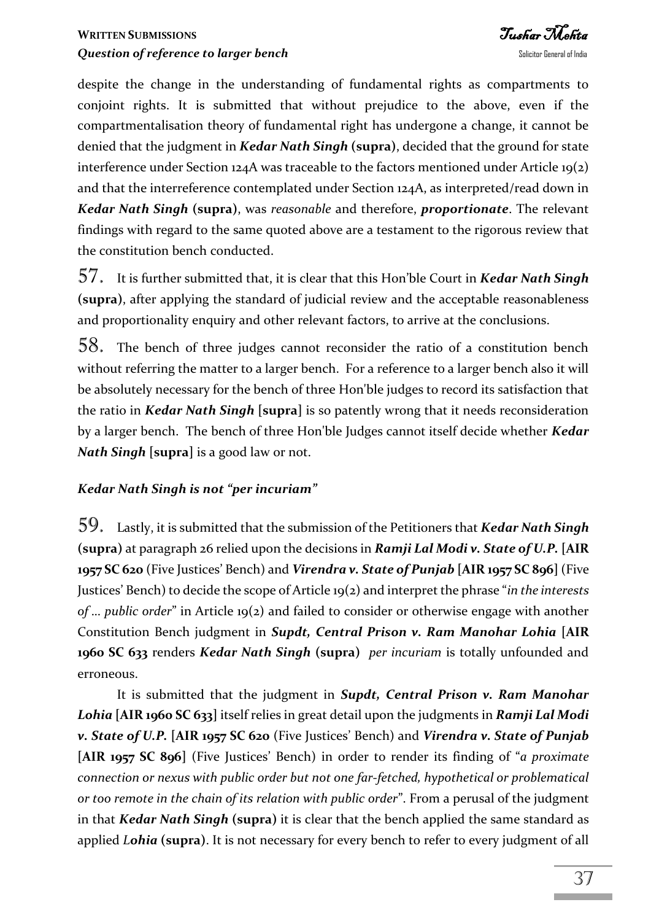despite the change in the understanding of fundamental rights as compartments to conjoint rights. It is submitted that without prejudice to the above, even if the compartmentalisation theory of fundamental right has undergone a change, it cannot be denied that the judgment in ***Kedar Nath Singh* (supra)**, decided that the ground for state interference under Section 124A was traceable to the factors mentioned under Article 19(2) and that the interreference contemplated under Section 124A, as interpreted/read down in ***Kedar Nath Singh* (supra)**, was *reasonable* and therefore, ***proportionate***. The relevant findings with regard to the same quoted above are a testament to the rigorous review that the constitution bench conducted.

57. It is further submitted that, it is clear that this Hon'ble Court in ***Kedar Nath Singh* (supra)**, after applying the standard of judicial review and the acceptable reasonableness and proportionality enquiry and other relevant factors, to arrive at the conclusions.

58. The bench of three judges cannot reconsider the ratio of a constitution bench without referring the matter to a larger bench. For a reference to a larger bench also it will be absolutely necessary for the bench of three Hon'ble judges to record its satisfaction that the ratio in ***Kedar Nath Singh* [supra]** is so patently wrong that it needs reconsideration by a larger bench. The bench of three Hon'ble Judges cannot itself decide whether ***Kedar Nath Singh* [supra]** is a good law or not.

***Kedar Nath Singh is not "per incuriam"***

59. Lastly, it is submitted that the submission of the Petitioners that ***Kedar Nath Singh* (supra)** at paragraph 26 relied upon the decisions in ***Ramji Lal Modi v. State of U.P.* [AIR 1957 SC 620** (Five Justices' Bench) and ***Virendra v. State of Punjab* [AIR 1957 SC 896]** (Five Justices' Bench) to decide the scope of Article 19(2) and interpret the phrase "*in the interests of ... public order*" in Article 19(2) and failed to consider or otherwise engage with another Constitution Bench judgment in ***Supdt, Central Prison v. Ram Manohar Lohia* [AIR 1960 SC 633** renders ***Kedar Nath Singh* (supra)** *per incuriam* is totally unfounded and erroneous.

It is submitted that the judgment in ***Supdt, Central Prison v. Ram Manohar Lohia* [AIR 1960 SC 633]** itself relies in great detail upon the judgments in ***Ramji Lal Modi v. State of U.P.* [AIR 1957 SC 620** (Five Justices' Bench) and ***Virendra v. State of Punjab* [AIR 1957 SC 896]** (Five Justices' Bench) in order to render its finding of "*a proximate connection or nexus with public order but not one far-fetched, hypothetical or problematical or too remote in the chain of its relation with public order*". From a perusal of the judgment in that ***Kedar Nath Singh* (supra)** it is clear that the bench applied the same standard as applied ***Lohia* (supra)**. It is not necessary for every bench to refer to every judgment of all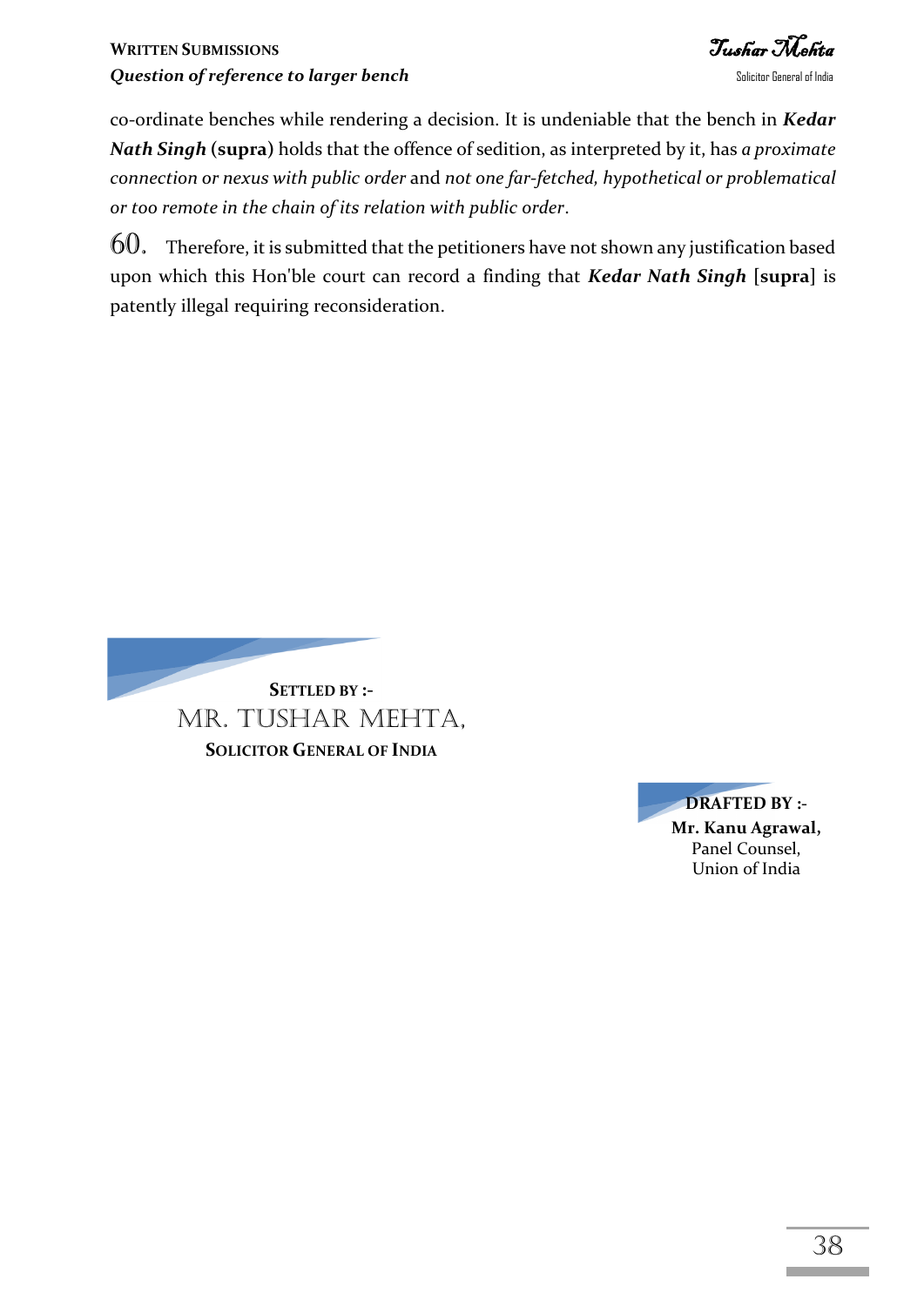co-ordinate benches while rendering a decision. It is undeniable that the bench in ***Kedar Nath Singh*** **(supra)** holds that the offence of sedition, as interpreted by it, has *a proximate connection or nexus with public order* and *not one far-fetched, hypothetical or problematical or too remote in the chain of its relation with public order*.

60. Therefore, it is submitted that the petitioners have not shown any justification based upon which this Hon'ble court can record a finding that ***Kedar Nath Singh*** **[supra]** is patently illegal requiring reconsideration.

**SETTLED BY :-**
MR. TUSHAR MEHTA,
**SOLICITOR GENERAL OF INDIA**

**DRAFTED BY :-**
**Mr. Kanu Agrawal,**
Panel Counsel,
Union of India